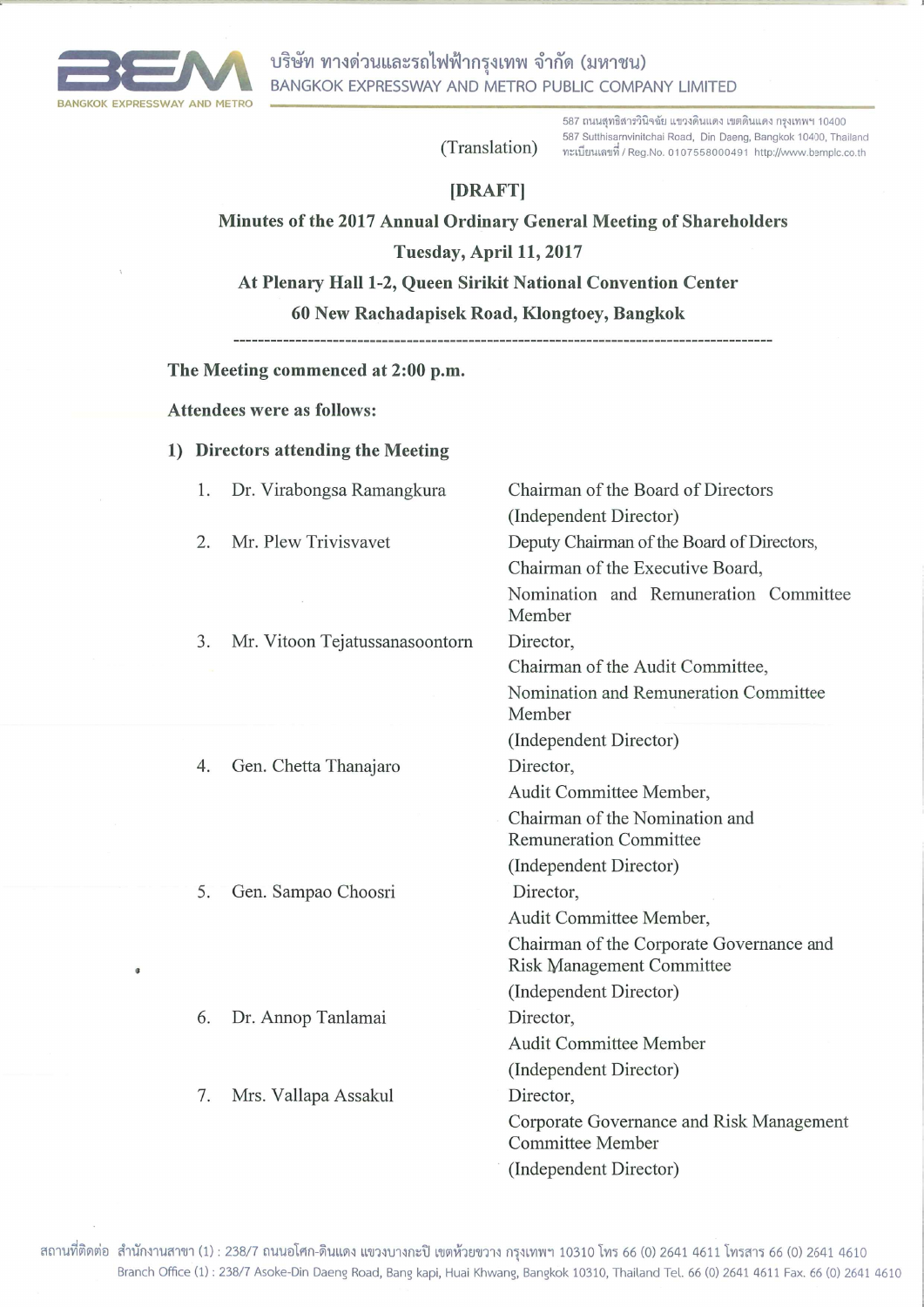บริษัท ทางด่วนและรถไฟฟ้ากรุงเทพ จำกัด (มหาชน)
BANGKOK EXPRESSWAY AND METRO PUBLIC COMPANY LIMITED

587 ถนนสุทธิสารวินิจฉัย แขวงดินแดง เขตดินแดง กรุงเทพฯ 10400
587 Sutthisarnvinitchai Road, Din Daeng, Bangkok 10400, Thailand
ทะเบียนเลขที่ / Reg.No. 0107558000491 http://www.bemplc.co.th

(Translation)

**[DRAFT]**

**Minutes of the 2017 Annual Ordinary General Meeting of Shareholders**

**Tuesday, April 11, 2017**

**At Plenary Hall 1-2, Queen Sirikit National Convention Center**

**60 New Rachadapisek Road, Klongtoey, Bangkok**

---

**The Meeting commenced at 2:00 p.m.**

**Attendees were as follows:**

**1) Directors attending the Meeting**

| No. | Name | Position |
|---|---|---|
| 1. | Dr. Virabongsa Ramangkura | Chairman of the Board of Directors (Independent Director) |
| 2. | Mr. Plew Trivisvavet | Deputy Chairman of the Board of Directors, Chairman of the Executive Board, Nomination and Remuneration Committee Member |
| 3. | Mr. Vitoon Tejatussanasoontorn | Director, Chairman of the Audit Committee, Nomination and Remuneration Committee Member (Independent Director) |
| 4. | Gen. Chetta Thanajaro | Director, Audit Committee Member, Chairman of the Nomination and Remuneration Committee (Independent Director) |
| 5. | Gen. Sampao Choosri | Director, Audit Committee Member, Chairman of the Corporate Governance and Risk Management Committee (Independent Director) |
| 6. | Dr. Annop Tanlamai | Director, Audit Committee Member (Independent Director) |
| 7. | Mrs. Vallapa Assakul | Director, Corporate Governance and Risk Management Committee Member (Independent Director) |

สถานที่ติดต่อ สำนักงานสาขา (1) : 238/7 ถนนอโศก-ดินแดง แขวงบางกะปิ เขตห้วยขวาง กรุงเทพฯ 10310 โทร 66 (0) 2641 4611 โทรสาร 66 (0) 2641 4610
Branch Office (1) : 238/7 Asoke-Din Daeng Road, Bang kapi, Huai Khwang, Bangkok 10310, Thailand Tel. 66 (0) 2641 4611 Fax. 66 (0) 2641 4610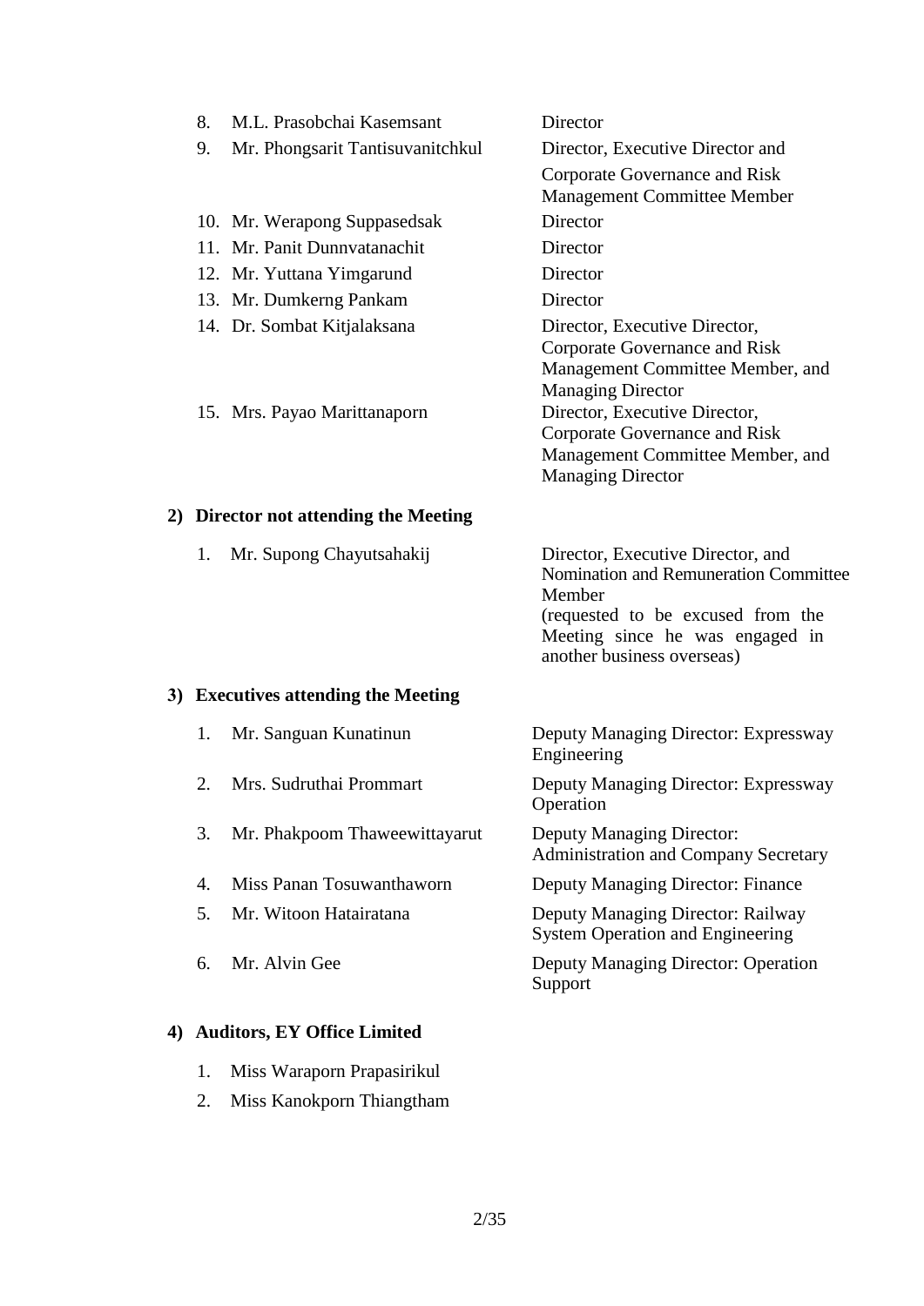| | |
|---|---|
| 8. M.L. Prasobchai Kasemsant | Director |
| 9. Mr. Phongsarit Tantisuvanitchkul | Director, Executive Director and Corporate Governance and Risk Management Committee Member |
| 10. Mr. Werapong Suppasedsak | Director |
| 11. Mr. Panit Dunnvatanachit | Director |
| 12. Mr. Yuttana Yimgarund | Director |
| 13. Mr. Dumkerng Pankam | Director |
| 14. Dr. Sombat Kitjalaksana | Director, Executive Director, Corporate Governance and Risk Management Committee Member, and Managing Director |
| 15. Mrs. Payao Marittanaporn | Director, Executive Director, Corporate Governance and Risk Management Committee Member, and Managing Director |

**2) Director not attending the Meeting**

| | |
|---|---|
| 1. Mr. Supong Chayutsahakij | Director, Executive Director, and Nomination and Remuneration Committee Member (requested to be excused from the Meeting since he was engaged in another business overseas) |

**3) Executives attending the Meeting**

| | |
|---|---|
| 1. Mr. Sanguan Kunatinun | Deputy Managing Director: Expressway Engineering |
| 2. Mrs. Sudruthai Prommart | Deputy Managing Director: Expressway Operation |
| 3. Mr. Phakpoom Thaweewittayarut | Deputy Managing Director: Administration and Company Secretary |
| 4. Miss Panan Tosuwanthaworn | Deputy Managing Director: Finance |
| 5. Mr. Witoon Hatairatana | Deputy Managing Director: Railway System Operation and Engineering |
| 6. Mr. Alvin Gee | Deputy Managing Director: Operation Support |

**4) Auditors, EY Office Limited**

1. Miss Waraporn Prapasirikul
2. Miss Kanokporn Thiangtham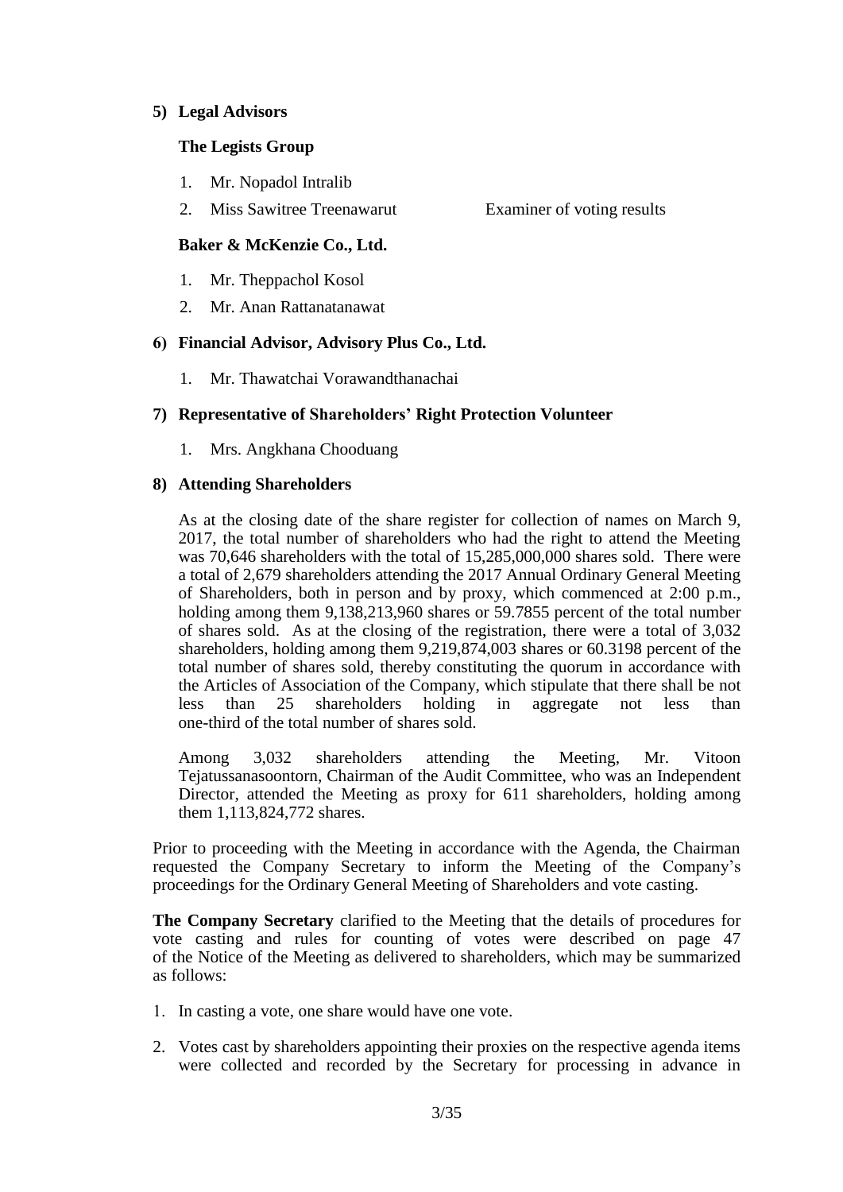**5) Legal Advisors**

**The Legists Group**

1. Mr. Nopadol Intralib
2. Miss Sawitree Treenawarut Examiner of voting results

**Baker & McKenzie Co., Ltd.**

1. Mr. Theppachol Kosol
2. Mr. Anan Rattanatanawat

**6) Financial Advisor, Advisory Plus Co., Ltd.**

1. Mr. Thawatchai Vorawandthanachai

**7) Representative of Shareholders' Right Protection Volunteer**

1. Mrs. Angkhana Chooduang

**8) Attending Shareholders**

As at the closing date of the share register for collection of names on March 9, 2017, the total number of shareholders who had the right to attend the Meeting was 70,646 shareholders with the total of 15,285,000,000 shares sold. There were a total of 2,679 shareholders attending the 2017 Annual Ordinary General Meeting of Shareholders, both in person and by proxy, which commenced at 2:00 p.m., holding among them 9,138,213,960 shares or 59.7855 percent of the total number of shares sold. As at the closing of the registration, there were a total of 3,032 shareholders, holding among them 9,219,874,003 shares or 60.3198 percent of the total number of shares sold, thereby constituting the quorum in accordance with the Articles of Association of the Company, which stipulate that there shall be not less than 25 shareholders holding in aggregate not less than one-third of the total number of shares sold.

Among 3,032 shareholders attending the Meeting, Mr. Vitoon Tejatussanasoontorn, Chairman of the Audit Committee, who was an Independent Director, attended the Meeting as proxy for 611 shareholders, holding among them 1,113,824,772 shares.

Prior to proceeding with the Meeting in accordance with the Agenda, the Chairman requested the Company Secretary to inform the Meeting of the Company's proceedings for the Ordinary General Meeting of Shareholders and vote casting.

**The Company Secretary** clarified to the Meeting that the details of procedures for vote casting and rules for counting of votes were described on page 47 of the Notice of the Meeting as delivered to shareholders, which may be summarized as follows:

1. In casting a vote, one share would have one vote.
2. Votes cast by shareholders appointing their proxies on the respective agenda items were collected and recorded by the Secretary for processing in advance in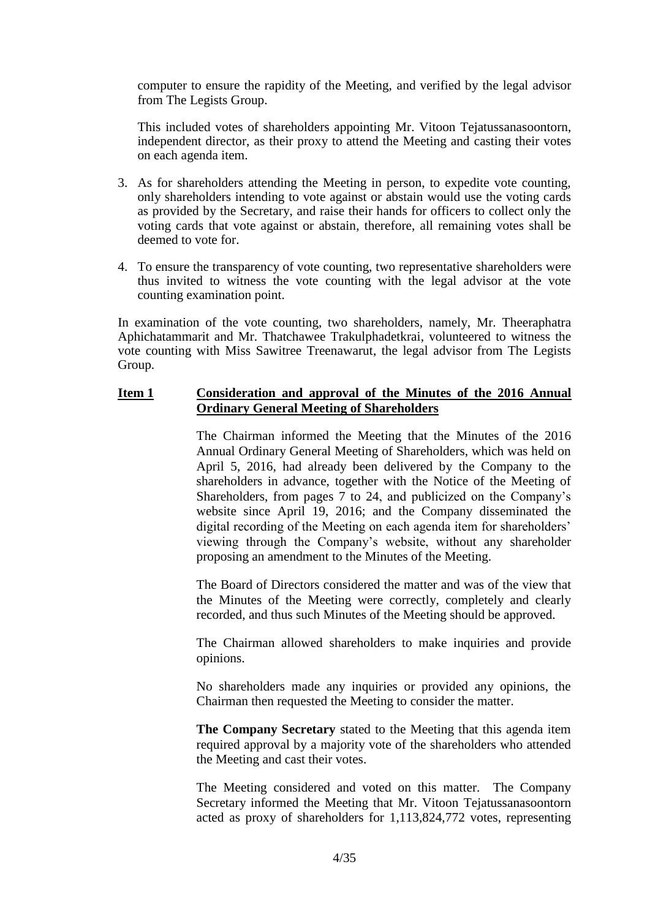computer to ensure the rapidity of the Meeting, and verified by the legal advisor from The Legists Group.

This included votes of shareholders appointing Mr. Vitoon Tejatussanasoontorn, independent director, as their proxy to attend the Meeting and casting their votes on each agenda item.

3. As for shareholders attending the Meeting in person, to expedite vote counting, only shareholders intending to vote against or abstain would use the voting cards as provided by the Secretary, and raise their hands for officers to collect only the voting cards that vote against or abstain, therefore, all remaining votes shall be deemed to vote for.

4. To ensure the transparency of vote counting, two representative shareholders were thus invited to witness the vote counting with the legal advisor at the vote counting examination point.

In examination of the vote counting, two shareholders, namely, Mr. Theeraphatra Aphichatammarit and Mr. Thatchawee Trakulphadetkrai, volunteered to witness the vote counting with Miss Sawitree Treenawarut, the legal advisor from The Legists Group.

**Item 1 Consideration and approval of the Minutes of the 2016 Annual Ordinary General Meeting of Shareholders**

The Chairman informed the Meeting that the Minutes of the 2016 Annual Ordinary General Meeting of Shareholders, which was held on April 5, 2016, had already been delivered by the Company to the shareholders in advance, together with the Notice of the Meeting of Shareholders, from pages 7 to 24, and publicized on the Company's website since April 19, 2016; and the Company disseminated the digital recording of the Meeting on each agenda item for shareholders' viewing through the Company's website, without any shareholder proposing an amendment to the Minutes of the Meeting.

The Board of Directors considered the matter and was of the view that the Minutes of the Meeting were correctly, completely and clearly recorded, and thus such Minutes of the Meeting should be approved.

The Chairman allowed shareholders to make inquiries and provide opinions.

No shareholders made any inquiries or provided any opinions, the Chairman then requested the Meeting to consider the matter.

**The Company Secretary** stated to the Meeting that this agenda item required approval by a majority vote of the shareholders who attended the Meeting and cast their votes.

The Meeting considered and voted on this matter. The Company Secretary informed the Meeting that Mr. Vitoon Tejatussanasoontorn acted as proxy of shareholders for 1,113,824,772 votes, representing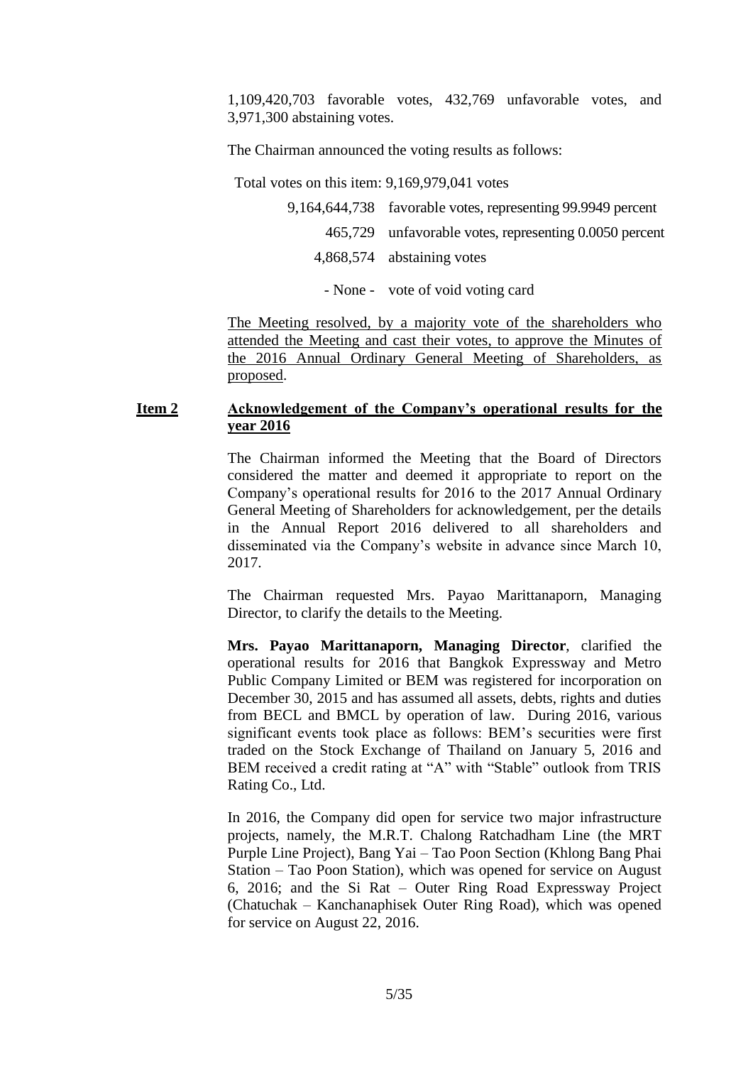1,109,420,703 favorable votes, 432,769 unfavorable votes, and 3,971,300 abstaining votes.

The Chairman announced the voting results as follows:

Total votes on this item: 9,169,979,041 votes

| | |
|---|---|
| 9,164,644,738 | favorable votes, representing 99.9949 percent |
| 465,729 | unfavorable votes, representing 0.0050 percent |
| 4,868,574 | abstaining votes |
| - None - | vote of void voting card |

The Meeting resolved, by a majority vote of the shareholders who attended the Meeting and cast their votes, to approve the Minutes of the 2016 Annual Ordinary General Meeting of Shareholders, as proposed.

**Item 2 Acknowledgement of the Company's operational results for the year 2016**

The Chairman informed the Meeting that the Board of Directors considered the matter and deemed it appropriate to report on the Company's operational results for 2016 to the 2017 Annual Ordinary General Meeting of Shareholders for acknowledgement, per the details in the Annual Report 2016 delivered to all shareholders and disseminated via the Company's website in advance since March 10, 2017.

The Chairman requested Mrs. Payao Marittanaporn, Managing Director, to clarify the details to the Meeting.

**Mrs. Payao Marittanaporn, Managing Director**, clarified the operational results for 2016 that Bangkok Expressway and Metro Public Company Limited or BEM was registered for incorporation on December 30, 2015 and has assumed all assets, debts, rights and duties from BECL and BMCL by operation of law. During 2016, various significant events took place as follows: BEM's securities were first traded on the Stock Exchange of Thailand on January 5, 2016 and BEM received a credit rating at "A" with "Stable" outlook from TRIS Rating Co., Ltd.

In 2016, the Company did open for service two major infrastructure projects, namely, the M.R.T. Chalong Ratchadham Line (the MRT Purple Line Project), Bang Yai – Tao Poon Section (Khlong Bang Phai Station – Tao Poon Station), which was opened for service on August 6, 2016; and the Si Rat – Outer Ring Road Expressway Project (Chatuchak – Kanchanaphisek Outer Ring Road), which was opened for service on August 22, 2016.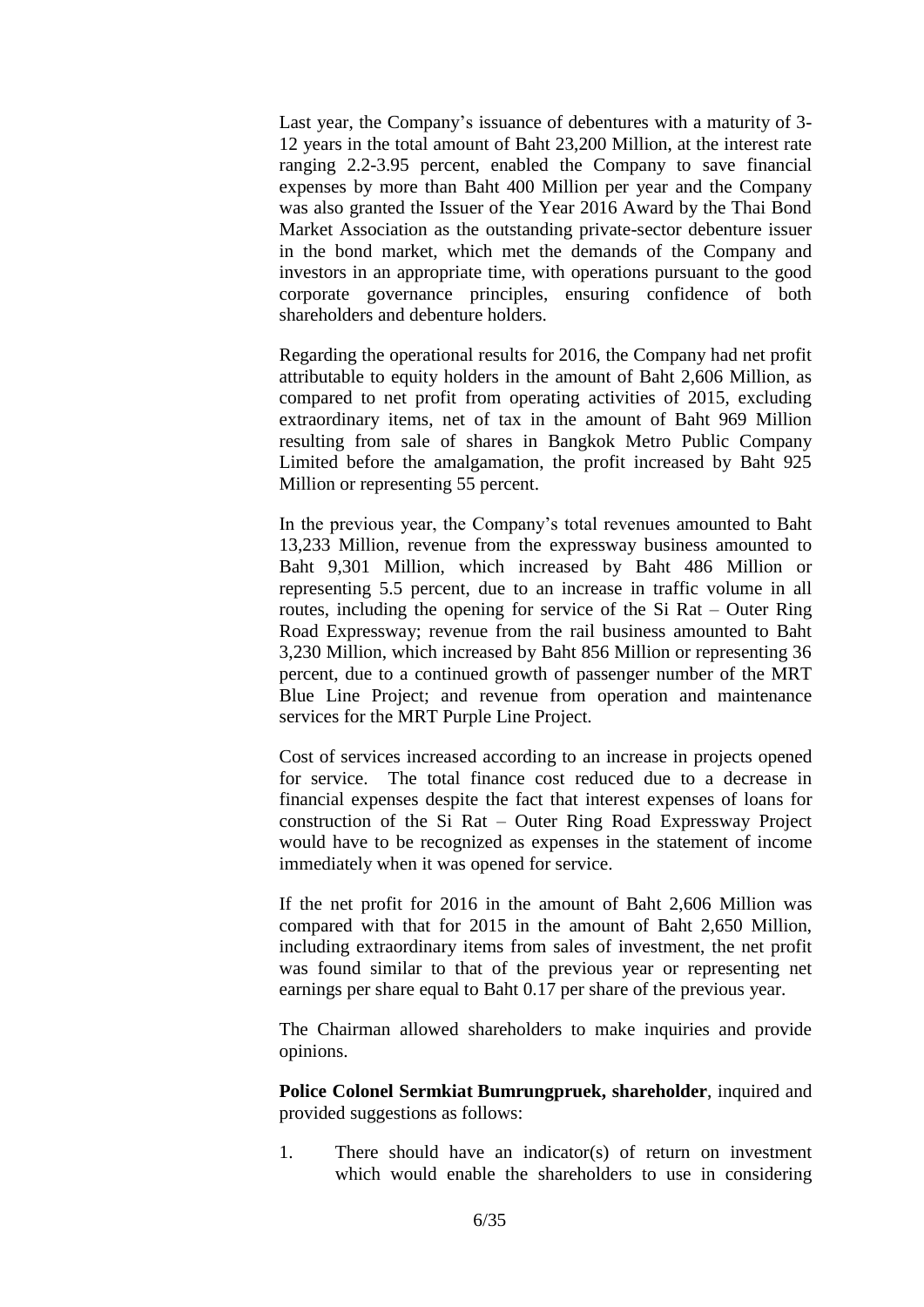Last year, the Company's issuance of debentures with a maturity of 3-12 years in the total amount of Baht 23,200 Million, at the interest rate ranging 2.2-3.95 percent, enabled the Company to save financial expenses by more than Baht 400 Million per year and the Company was also granted the Issuer of the Year 2016 Award by the Thai Bond Market Association as the outstanding private-sector debenture issuer in the bond market, which met the demands of the Company and investors in an appropriate time, with operations pursuant to the good corporate governance principles, ensuring confidence of both shareholders and debenture holders.

Regarding the operational results for 2016, the Company had net profit attributable to equity holders in the amount of Baht 2,606 Million, as compared to net profit from operating activities of 2015, excluding extraordinary items, net of tax in the amount of Baht 969 Million resulting from sale of shares in Bangkok Metro Public Company Limited before the amalgamation, the profit increased by Baht 925 Million or representing 55 percent.

In the previous year, the Company's total revenues amounted to Baht 13,233 Million, revenue from the expressway business amounted to Baht 9,301 Million, which increased by Baht 486 Million or representing 5.5 percent, due to an increase in traffic volume in all routes, including the opening for service of the Si Rat – Outer Ring Road Expressway; revenue from the rail business amounted to Baht 3,230 Million, which increased by Baht 856 Million or representing 36 percent, due to a continued growth of passenger number of the MRT Blue Line Project; and revenue from operation and maintenance services for the MRT Purple Line Project.

Cost of services increased according to an increase in projects opened for service. The total finance cost reduced due to a decrease in financial expenses despite the fact that interest expenses of loans for construction of the Si Rat – Outer Ring Road Expressway Project would have to be recognized as expenses in the statement of income immediately when it was opened for service.

If the net profit for 2016 in the amount of Baht 2,606 Million was compared with that for 2015 in the amount of Baht 2,650 Million, including extraordinary items from sales of investment, the net profit was found similar to that of the previous year or representing net earnings per share equal to Baht 0.17 per share of the previous year.

The Chairman allowed shareholders to make inquiries and provide opinions.

**Police Colonel Sermkiat Bumrungpruek, shareholder**, inquired and provided suggestions as follows:

1. There should have an indicator(s) of return on investment which would enable the shareholders to use in considering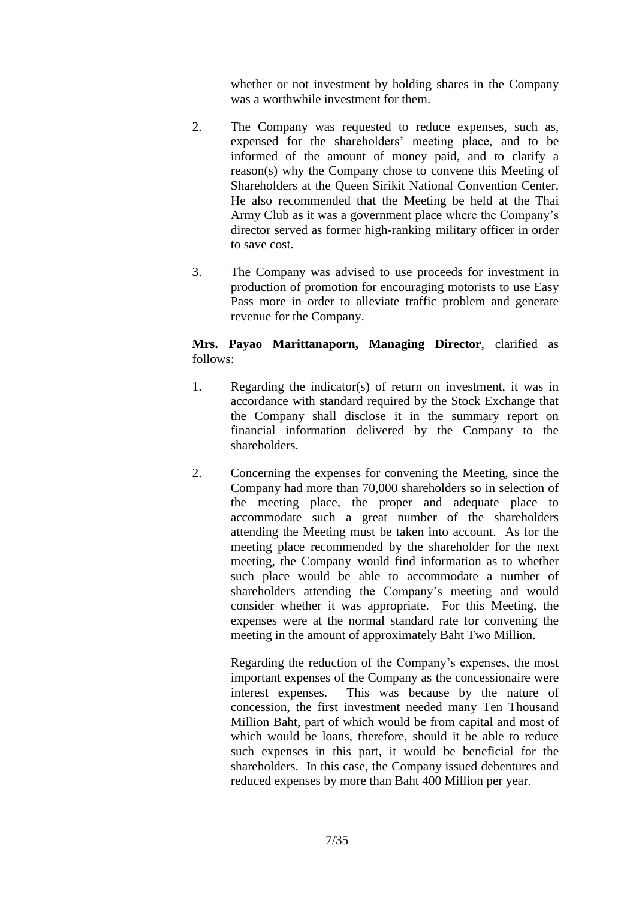whether or not investment by holding shares in the Company was a worthwhile investment for them.

2. The Company was requested to reduce expenses, such as, expensed for the shareholders' meeting place, and to be informed of the amount of money paid, and to clarify a reason(s) why the Company chose to convene this Meeting of Shareholders at the Queen Sirikit National Convention Center. He also recommended that the Meeting be held at the Thai Army Club as it was a government place where the Company's director served as former high-ranking military officer in order to save cost.

3. The Company was advised to use proceeds for investment in production of promotion for encouraging motorists to use Easy Pass more in order to alleviate traffic problem and generate revenue for the Company.

**Mrs. Payao Marittanaporn, Managing Director**, clarified as follows:

1. Regarding the indicator(s) of return on investment, it was in accordance with standard required by the Stock Exchange that the Company shall disclose it in the summary report on financial information delivered by the Company to the shareholders.

2. Concerning the expenses for convening the Meeting, since the Company had more than 70,000 shareholders so in selection of the meeting place, the proper and adequate place to accommodate such a great number of the shareholders attending the Meeting must be taken into account. As for the meeting place recommended by the shareholder for the next meeting, the Company would find information as to whether such place would be able to accommodate a number of shareholders attending the Company's meeting and would consider whether it was appropriate. For this Meeting, the expenses were at the normal standard rate for convening the meeting in the amount of approximately Baht Two Million.

   Regarding the reduction of the Company's expenses, the most important expenses of the Company as the concessionaire were interest expenses. This was because by the nature of concession, the first investment needed many Ten Thousand Million Baht, part of which would be from capital and most of which would be loans, therefore, should it be able to reduce such expenses in this part, it would be beneficial for the shareholders. In this case, the Company issued debentures and reduced expenses by more than Baht 400 Million per year.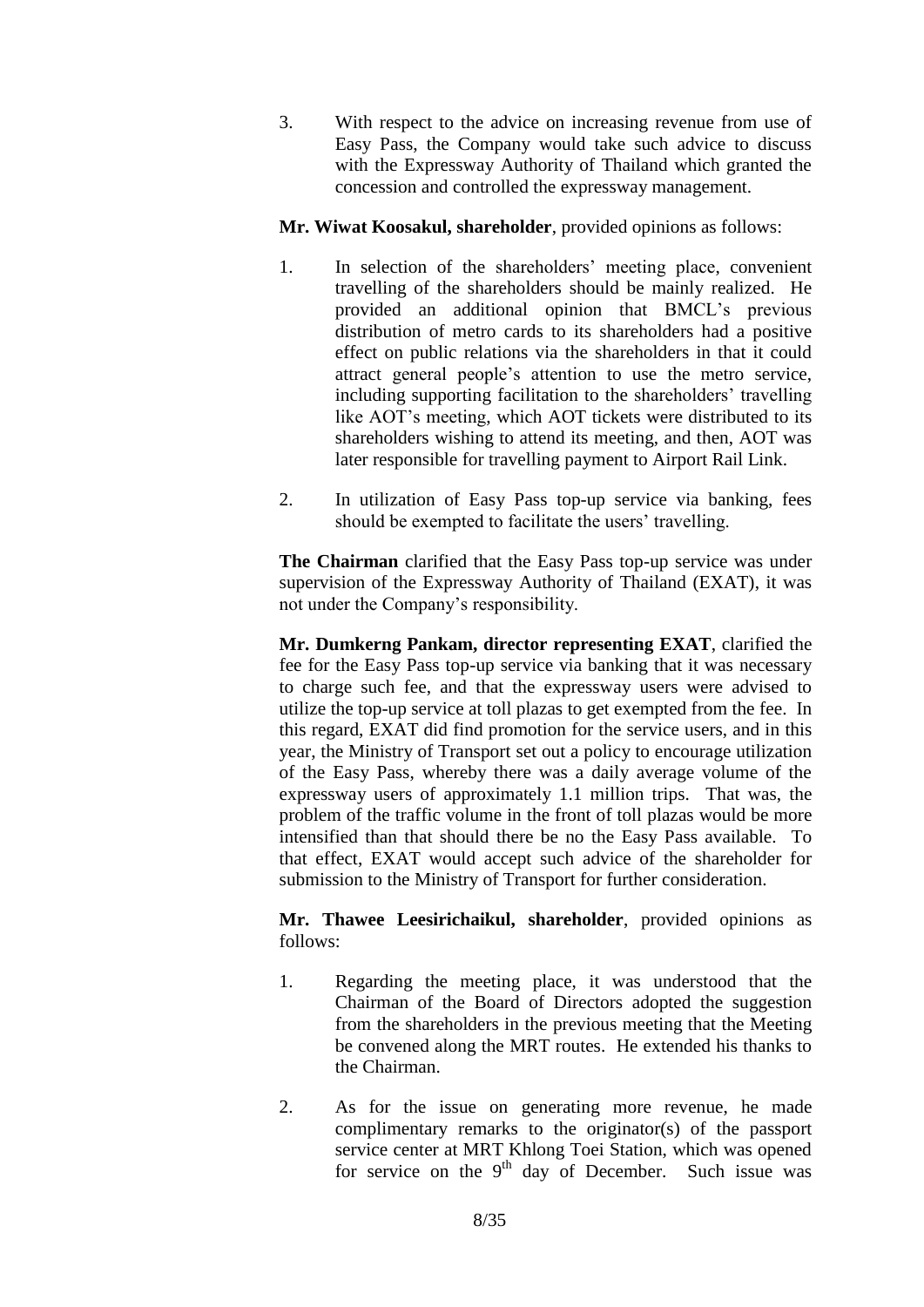3. With respect to the advice on increasing revenue from use of Easy Pass, the Company would take such advice to discuss with the Expressway Authority of Thailand which granted the concession and controlled the expressway management.

**Mr. Wiwat Koosakul, shareholder**, provided opinions as follows:

1. In selection of the shareholders' meeting place, convenient travelling of the shareholders should be mainly realized. He provided an additional opinion that BMCL's previous distribution of metro cards to its shareholders had a positive effect on public relations via the shareholders in that it could attract general people's attention to use the metro service, including supporting facilitation to the shareholders' travelling like AOT's meeting, which AOT tickets were distributed to its shareholders wishing to attend its meeting, and then, AOT was later responsible for travelling payment to Airport Rail Link.

2. In utilization of Easy Pass top-up service via banking, fees should be exempted to facilitate the users' travelling.

**The Chairman** clarified that the Easy Pass top-up service was under supervision of the Expressway Authority of Thailand (EXAT), it was not under the Company's responsibility.

**Mr. Dumkerng Pankam, director representing EXAT**, clarified the fee for the Easy Pass top-up service via banking that it was necessary to charge such fee, and that the expressway users were advised to utilize the top-up service at toll plazas to get exempted from the fee. In this regard, EXAT did find promotion for the service users, and in this year, the Ministry of Transport set out a policy to encourage utilization of the Easy Pass, whereby there was a daily average volume of the expressway users of approximately 1.1 million trips. That was, the problem of the traffic volume in the front of toll plazas would be more intensified than that should there be no the Easy Pass available. To that effect, EXAT would accept such advice of the shareholder for submission to the Ministry of Transport for further consideration.

**Mr. Thawee Leesirichaikul, shareholder**, provided opinions as follows:

1. Regarding the meeting place, it was understood that the Chairman of the Board of Directors adopted the suggestion from the shareholders in the previous meeting that the Meeting be convened along the MRT routes. He extended his thanks to the Chairman.

2. As for the issue on generating more revenue, he made complimentary remarks to the originator(s) of the passport service center at MRT Khlong Toei Station, which was opened for service on the 9th day of December. Such issue was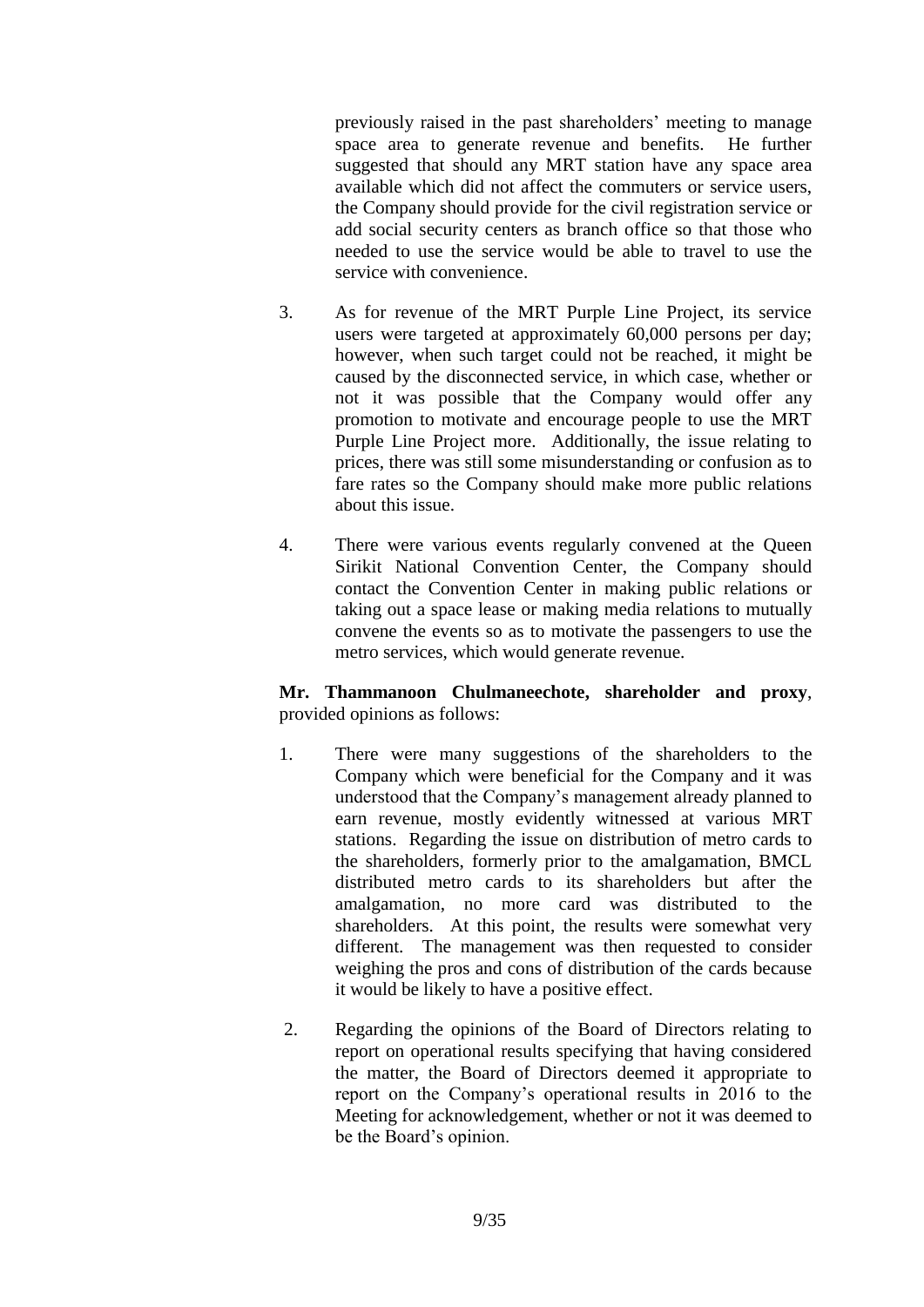previously raised in the past shareholders' meeting to manage space area to generate revenue and benefits. He further suggested that should any MRT station have any space area available which did not affect the commuters or service users, the Company should provide for the civil registration service or add social security centers as branch office so that those who needed to use the service would be able to travel to use the service with convenience.

3. As for revenue of the MRT Purple Line Project, its service users were targeted at approximately 60,000 persons per day; however, when such target could not be reached, it might be caused by the disconnected service, in which case, whether or not it was possible that the Company would offer any promotion to motivate and encourage people to use the MRT Purple Line Project more. Additionally, the issue relating to prices, there was still some misunderstanding or confusion as to fare rates so the Company should make more public relations about this issue.

4. There were various events regularly convened at the Queen Sirikit National Convention Center, the Company should contact the Convention Center in making public relations or taking out a space lease or making media relations to mutually convene the events so as to motivate the passengers to use the metro services, which would generate revenue.

**Mr. Thammanoon Chulmaneechote, shareholder and proxy**, provided opinions as follows:

1. There were many suggestions of the shareholders to the Company which were beneficial for the Company and it was understood that the Company's management already planned to earn revenue, mostly evidently witnessed at various MRT stations. Regarding the issue on distribution of metro cards to the shareholders, formerly prior to the amalgamation, BMCL distributed metro cards to its shareholders but after the amalgamation, no more card was distributed to the shareholders. At this point, the results were somewhat very different. The management was then requested to consider weighing the pros and cons of distribution of the cards because it would be likely to have a positive effect.

2. Regarding the opinions of the Board of Directors relating to report on operational results specifying that having considered the matter, the Board of Directors deemed it appropriate to report on the Company's operational results in 2016 to the Meeting for acknowledgement, whether or not it was deemed to be the Board's opinion.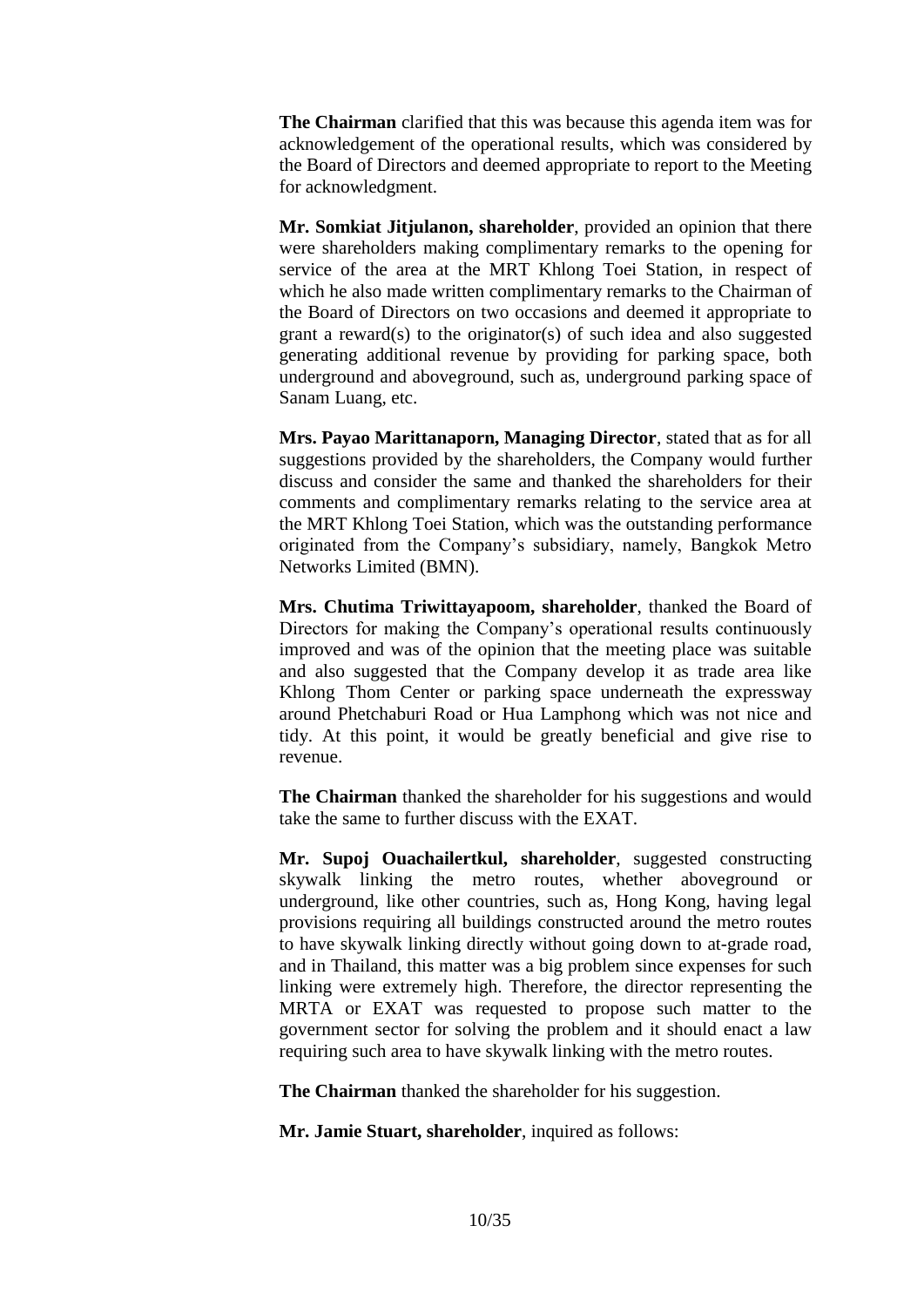**The Chairman** clarified that this was because this agenda item was for acknowledgement of the operational results, which was considered by the Board of Directors and deemed appropriate to report to the Meeting for acknowledgment.

**Mr. Somkiat Jitjulanon, shareholder**, provided an opinion that there were shareholders making complimentary remarks to the opening for service of the area at the MRT Khlong Toei Station, in respect of which he also made written complimentary remarks to the Chairman of the Board of Directors on two occasions and deemed it appropriate to grant a reward(s) to the originator(s) of such idea and also suggested generating additional revenue by providing for parking space, both underground and aboveground, such as, underground parking space of Sanam Luang, etc.

**Mrs. Payao Marittanaporn, Managing Director**, stated that as for all suggestions provided by the shareholders, the Company would further discuss and consider the same and thanked the shareholders for their comments and complimentary remarks relating to the service area at the MRT Khlong Toei Station, which was the outstanding performance originated from the Company's subsidiary, namely, Bangkok Metro Networks Limited (BMN).

**Mrs. Chutima Triwittayapoom, shareholder**, thanked the Board of Directors for making the Company's operational results continuously improved and was of the opinion that the meeting place was suitable and also suggested that the Company develop it as trade area like Khlong Thom Center or parking space underneath the expressway around Phetchaburi Road or Hua Lamphong which was not nice and tidy. At this point, it would be greatly beneficial and give rise to revenue.

**The Chairman** thanked the shareholder for his suggestions and would take the same to further discuss with the EXAT.

**Mr. Supoj Ouachailertkul, shareholder**, suggested constructing skywalk linking the metro routes, whether aboveground or underground, like other countries, such as, Hong Kong, having legal provisions requiring all buildings constructed around the metro routes to have skywalk linking directly without going down to at-grade road, and in Thailand, this matter was a big problem since expenses for such linking were extremely high. Therefore, the director representing the MRTA or EXAT was requested to propose such matter to the government sector for solving the problem and it should enact a law requiring such area to have skywalk linking with the metro routes.

**The Chairman** thanked the shareholder for his suggestion.

**Mr. Jamie Stuart, shareholder**, inquired as follows: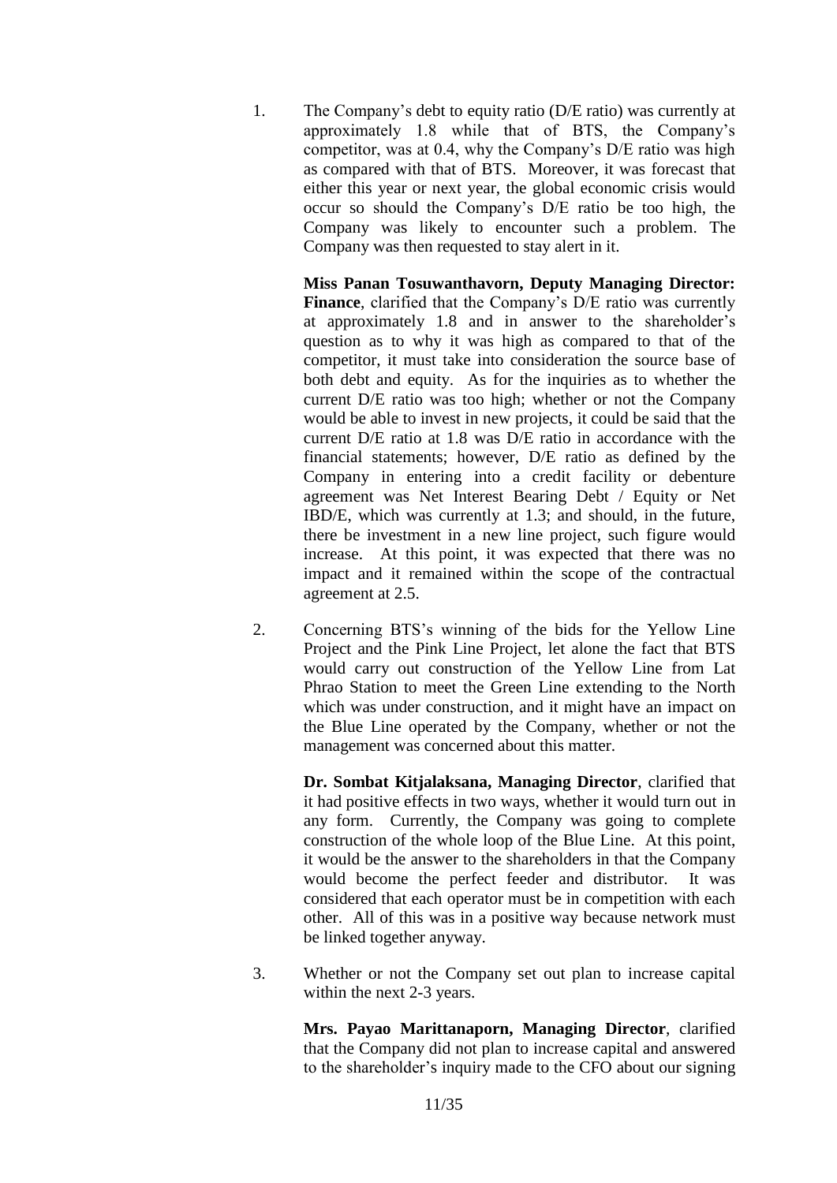1. The Company's debt to equity ratio (D/E ratio) was currently at approximately 1.8 while that of BTS, the Company's competitor, was at 0.4, why the Company's D/E ratio was high as compared with that of BTS. Moreover, it was forecast that either this year or next year, the global economic crisis would occur so should the Company's D/E ratio be too high, the Company was likely to encounter such a problem. The Company was then requested to stay alert in it.

   **Miss Panan Tosuwanthavorn, Deputy Managing Director: Finance**, clarified that the Company's D/E ratio was currently at approximately 1.8 and in answer to the shareholder's question as to why it was high as compared to that of the competitor, it must take into consideration the source base of both debt and equity. As for the inquiries as to whether the current D/E ratio was too high; whether or not the Company would be able to invest in new projects, it could be said that the current D/E ratio at 1.8 was D/E ratio in accordance with the financial statements; however, D/E ratio as defined by the Company in entering into a credit facility or debenture agreement was Net Interest Bearing Debt / Equity or Net IBD/E, which was currently at 1.3; and should, in the future, there be investment in a new line project, such figure would increase. At this point, it was expected that there was no impact and it remained within the scope of the contractual agreement at 2.5.

2. Concerning BTS's winning of the bids for the Yellow Line Project and the Pink Line Project, let alone the fact that BTS would carry out construction of the Yellow Line from Lat Phrao Station to meet the Green Line extending to the North which was under construction, and it might have an impact on the Blue Line operated by the Company, whether or not the management was concerned about this matter.

   **Dr. Sombat Kitjalaksana, Managing Director**, clarified that it had positive effects in two ways, whether it would turn out in any form. Currently, the Company was going to complete construction of the whole loop of the Blue Line. At this point, it would be the answer to the shareholders in that the Company would become the perfect feeder and distributor. It was considered that each operator must be in competition with each other. All of this was in a positive way because network must be linked together anyway.

3. Whether or not the Company set out plan to increase capital within the next 2-3 years.

   **Mrs. Payao Marittanaporn, Managing Director**, clarified that the Company did not plan to increase capital and answered to the shareholder's inquiry made to the CFO about our signing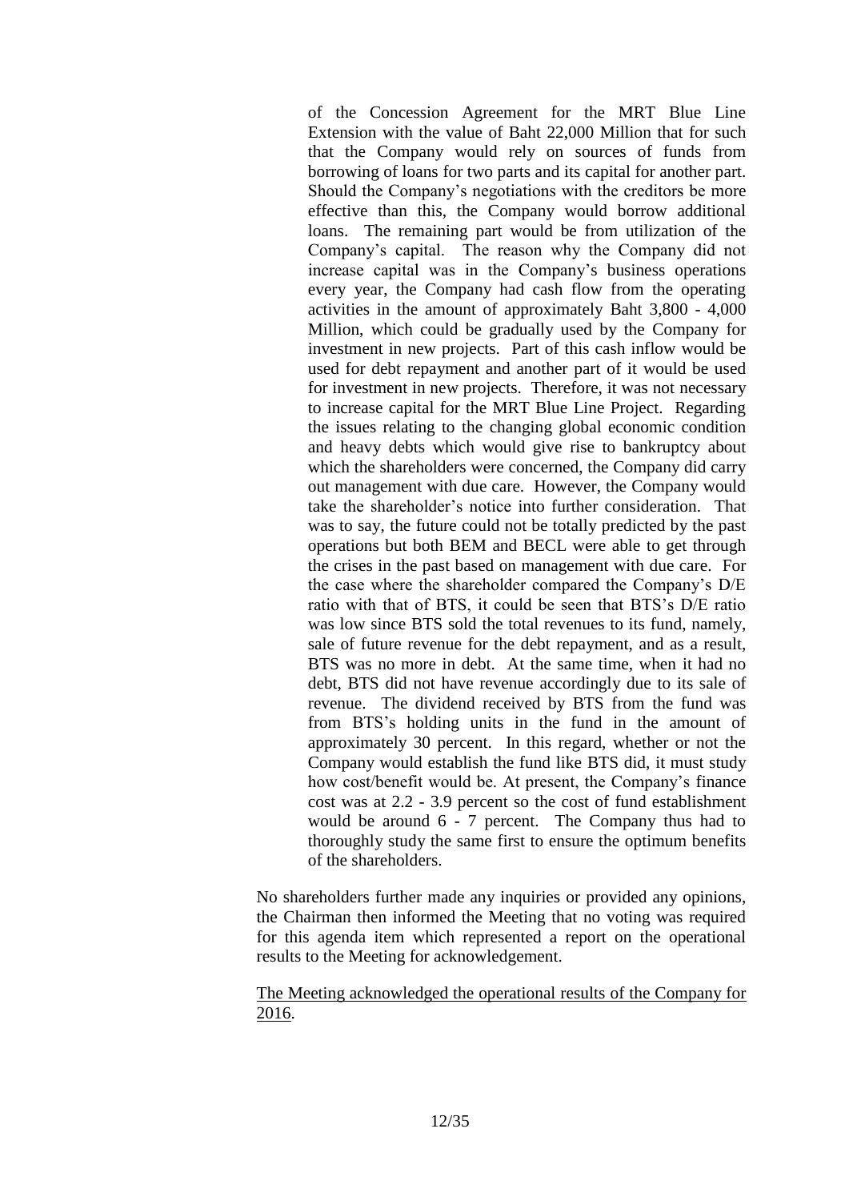of the Concession Agreement for the MRT Blue Line Extension with the value of Baht 22,000 Million that for such that the Company would rely on sources of funds from borrowing of loans for two parts and its capital for another part. Should the Company's negotiations with the creditors be more effective than this, the Company would borrow additional loans. The remaining part would be from utilization of the Company's capital. The reason why the Company did not increase capital was in the Company's business operations every year, the Company had cash flow from the operating activities in the amount of approximately Baht 3,800 - 4,000 Million, which could be gradually used by the Company for investment in new projects. Part of this cash inflow would be used for debt repayment and another part of it would be used for investment in new projects. Therefore, it was not necessary to increase capital for the MRT Blue Line Project. Regarding the issues relating to the changing global economic condition and heavy debts which would give rise to bankruptcy about which the shareholders were concerned, the Company did carry out management with due care. However, the Company would take the shareholder's notice into further consideration. That was to say, the future could not be totally predicted by the past operations but both BEM and BECL were able to get through the crises in the past based on management with due care. For the case where the shareholder compared the Company's D/E ratio with that of BTS, it could be seen that BTS's D/E ratio was low since BTS sold the total revenues to its fund, namely, sale of future revenue for the debt repayment, and as a result, BTS was no more in debt. At the same time, when it had no debt, BTS did not have revenue accordingly due to its sale of revenue. The dividend received by BTS from the fund was from BTS's holding units in the fund in the amount of approximately 30 percent. In this regard, whether or not the Company would establish the fund like BTS did, it must study how cost/benefit would be. At present, the Company's finance cost was at 2.2 - 3.9 percent so the cost of fund establishment would be around 6 - 7 percent. The Company thus had to thoroughly study the same first to ensure the optimum benefits of the shareholders.

No shareholders further made any inquiries or provided any opinions, the Chairman then informed the Meeting that no voting was required for this agenda item which represented a report on the operational results to the Meeting for acknowledgement.

<u>The Meeting acknowledged the operational results of the Company for 2016</u>.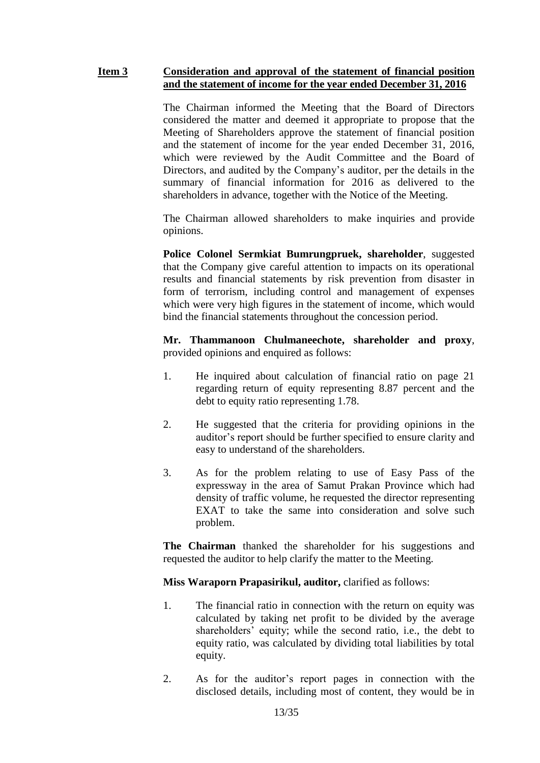**Item 3** **Consideration and approval of the statement of financial position and the statement of income for the year ended December 31, 2016**

The Chairman informed the Meeting that the Board of Directors considered the matter and deemed it appropriate to propose that the Meeting of Shareholders approve the statement of financial position and the statement of income for the year ended December 31, 2016, which were reviewed by the Audit Committee and the Board of Directors, and audited by the Company's auditor, per the details in the summary of financial information for 2016 as delivered to the shareholders in advance, together with the Notice of the Meeting.

The Chairman allowed shareholders to make inquiries and provide opinions.

**Police Colonel Sermkiat Bumrungpruek, shareholder**, suggested that the Company give careful attention to impacts on its operational results and financial statements by risk prevention from disaster in form of terrorism, including control and management of expenses which were very high figures in the statement of income, which would bind the financial statements throughout the concession period.

**Mr. Thammanoon Chulmaneechote, shareholder and proxy**, provided opinions and enquired as follows:

1. He inquired about calculation of financial ratio on page 21 regarding return of equity representing 8.87 percent and the debt to equity ratio representing 1.78.

2. He suggested that the criteria for providing opinions in the auditor's report should be further specified to ensure clarity and easy to understand of the shareholders.

3. As for the problem relating to use of Easy Pass of the expressway in the area of Samut Prakan Province which had density of traffic volume, he requested the director representing EXAT to take the same into consideration and solve such problem.

**The Chairman** thanked the shareholder for his suggestions and requested the auditor to help clarify the matter to the Meeting.

**Miss Waraporn Prapasirikul, auditor,** clarified as follows:

1. The financial ratio in connection with the return on equity was calculated by taking net profit to be divided by the average shareholders' equity; while the second ratio, i.e., the debt to equity ratio, was calculated by dividing total liabilities by total equity.

2. As for the auditor's report pages in connection with the disclosed details, including most of content, they would be in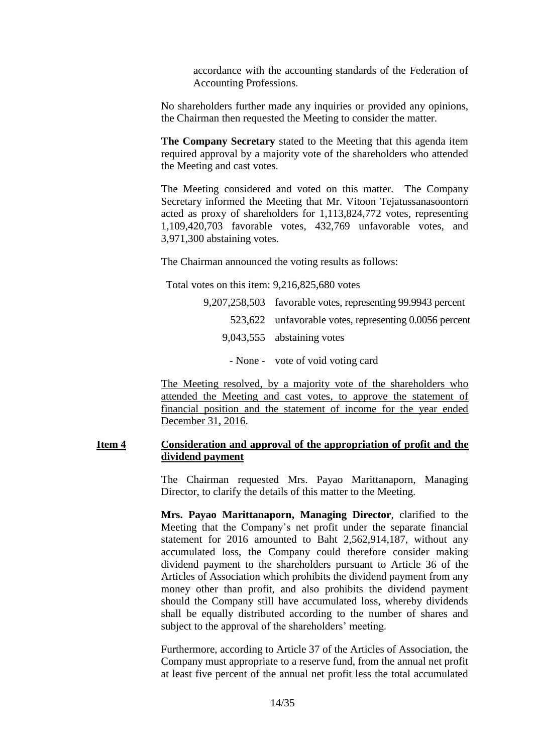accordance with the accounting standards of the Federation of Accounting Professions.

No shareholders further made any inquiries or provided any opinions, the Chairman then requested the Meeting to consider the matter.

**The Company Secretary** stated to the Meeting that this agenda item required approval by a majority vote of the shareholders who attended the Meeting and cast votes.

The Meeting considered and voted on this matter. The Company Secretary informed the Meeting that Mr. Vitoon Tejatussanasoontorn acted as proxy of shareholders for 1,113,824,772 votes, representing 1,109,420,703 favorable votes, 432,769 unfavorable votes, and 3,971,300 abstaining votes.

The Chairman announced the voting results as follows:

Total votes on this item: 9,216,825,680 votes

| | |
|---|---|
| 9,207,258,503 | favorable votes, representing 99.9943 percent |
| 523,622 | unfavorable votes, representing 0.0056 percent |
| 9,043,555 | abstaining votes |
| - None - | vote of void voting card |

<u>The Meeting resolved, by a majority vote of the shareholders who attended the Meeting and cast votes, to approve the statement of financial position and the statement of income for the year ended December 31, 2016</u>.

**<u>Item 4</u>** **<u>Consideration and approval of the appropriation of profit and the dividend payment</u>**

The Chairman requested Mrs. Payao Marittanaporn, Managing Director, to clarify the details of this matter to the Meeting.

**Mrs. Payao Marittanaporn, Managing Director**, clarified to the Meeting that the Company's net profit under the separate financial statement for 2016 amounted to Baht 2,562,914,187, without any accumulated loss, the Company could therefore consider making dividend payment to the shareholders pursuant to Article 36 of the Articles of Association which prohibits the dividend payment from any money other than profit, and also prohibits the dividend payment should the Company still have accumulated loss, whereby dividends shall be equally distributed according to the number of shares and subject to the approval of the shareholders' meeting.

Furthermore, according to Article 37 of the Articles of Association, the Company must appropriate to a reserve fund, from the annual net profit at least five percent of the annual net profit less the total accumulated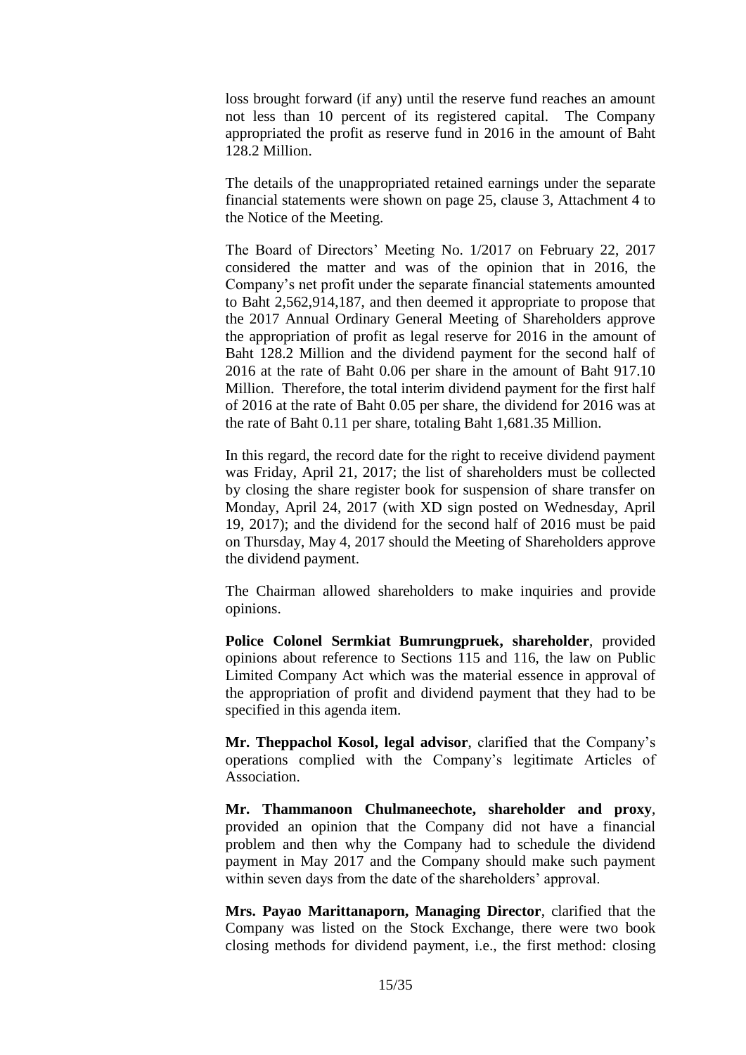loss brought forward (if any) until the reserve fund reaches an amount not less than 10 percent of its registered capital. The Company appropriated the profit as reserve fund in 2016 in the amount of Baht 128.2 Million.

The details of the unappropriated retained earnings under the separate financial statements were shown on page 25, clause 3, Attachment 4 to the Notice of the Meeting.

The Board of Directors' Meeting No. 1/2017 on February 22, 2017 considered the matter and was of the opinion that in 2016, the Company's net profit under the separate financial statements amounted to Baht 2,562,914,187, and then deemed it appropriate to propose that the 2017 Annual Ordinary General Meeting of Shareholders approve the appropriation of profit as legal reserve for 2016 in the amount of Baht 128.2 Million and the dividend payment for the second half of 2016 at the rate of Baht 0.06 per share in the amount of Baht 917.10 Million. Therefore, the total interim dividend payment for the first half of 2016 at the rate of Baht 0.05 per share, the dividend for 2016 was at the rate of Baht 0.11 per share, totaling Baht 1,681.35 Million.

In this regard, the record date for the right to receive dividend payment was Friday, April 21, 2017; the list of shareholders must be collected by closing the share register book for suspension of share transfer on Monday, April 24, 2017 (with XD sign posted on Wednesday, April 19, 2017); and the dividend for the second half of 2016 must be paid on Thursday, May 4, 2017 should the Meeting of Shareholders approve the dividend payment.

The Chairman allowed shareholders to make inquiries and provide opinions.

**Police Colonel Sermkiat Bumrungpruek, shareholder**, provided opinions about reference to Sections 115 and 116, the law on Public Limited Company Act which was the material essence in approval of the appropriation of profit and dividend payment that they had to be specified in this agenda item.

**Mr. Theppachol Kosol, legal advisor**, clarified that the Company's operations complied with the Company's legitimate Articles of Association.

**Mr. Thammanoon Chulmaneechote, shareholder and proxy**, provided an opinion that the Company did not have a financial problem and then why the Company had to schedule the dividend payment in May 2017 and the Company should make such payment within seven days from the date of the shareholders' approval.

**Mrs. Payao Marittanaporn, Managing Director**, clarified that the Company was listed on the Stock Exchange, there were two book closing methods for dividend payment, i.e., the first method: closing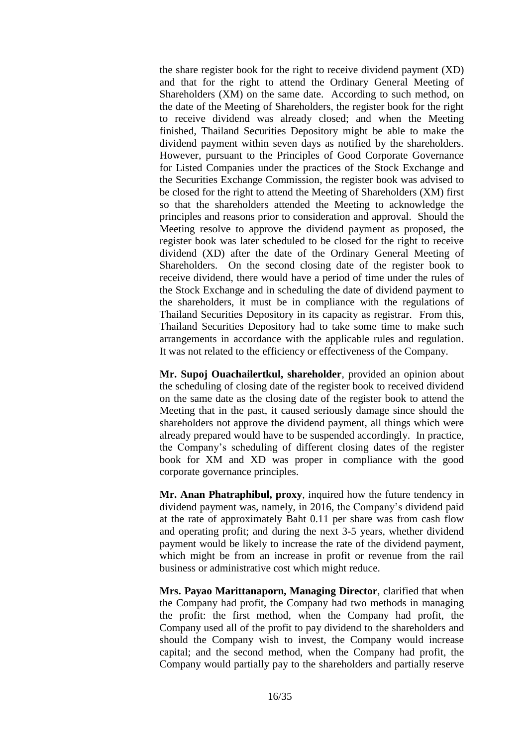the share register book for the right to receive dividend payment (XD) and that for the right to attend the Ordinary General Meeting of Shareholders (XM) on the same date. According to such method, on the date of the Meeting of Shareholders, the register book for the right to receive dividend was already closed; and when the Meeting finished, Thailand Securities Depository might be able to make the dividend payment within seven days as notified by the shareholders. However, pursuant to the Principles of Good Corporate Governance for Listed Companies under the practices of the Stock Exchange and the Securities Exchange Commission, the register book was advised to be closed for the right to attend the Meeting of Shareholders (XM) first so that the shareholders attended the Meeting to acknowledge the principles and reasons prior to consideration and approval. Should the Meeting resolve to approve the dividend payment as proposed, the register book was later scheduled to be closed for the right to receive dividend (XD) after the date of the Ordinary General Meeting of Shareholders. On the second closing date of the register book to receive dividend, there would have a period of time under the rules of the Stock Exchange and in scheduling the date of dividend payment to the shareholders, it must be in compliance with the regulations of Thailand Securities Depository in its capacity as registrar. From this, Thailand Securities Depository had to take some time to make such arrangements in accordance with the applicable rules and regulation. It was not related to the efficiency or effectiveness of the Company.

**Mr. Supoj Ouachailertkul, shareholder**, provided an opinion about the scheduling of closing date of the register book to received dividend on the same date as the closing date of the register book to attend the Meeting that in the past, it caused seriously damage since should the shareholders not approve the dividend payment, all things which were already prepared would have to be suspended accordingly. In practice, the Company's scheduling of different closing dates of the register book for XM and XD was proper in compliance with the good corporate governance principles.

**Mr. Anan Phatraphibul, proxy**, inquired how the future tendency in dividend payment was, namely, in 2016, the Company's dividend paid at the rate of approximately Baht 0.11 per share was from cash flow and operating profit; and during the next 3-5 years, whether dividend payment would be likely to increase the rate of the dividend payment, which might be from an increase in profit or revenue from the rail business or administrative cost which might reduce.

**Mrs. Payao Marittanaporn, Managing Director**, clarified that when the Company had profit, the Company had two methods in managing the profit: the first method, when the Company had profit, the Company used all of the profit to pay dividend to the shareholders and should the Company wish to invest, the Company would increase capital; and the second method, when the Company had profit, the Company would partially pay to the shareholders and partially reserve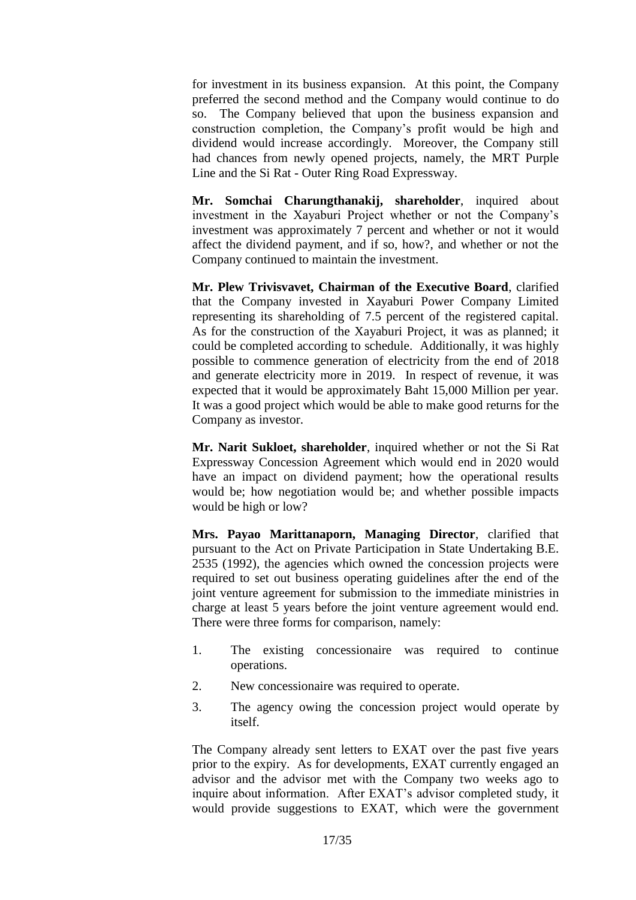for investment in its business expansion. At this point, the Company preferred the second method and the Company would continue to do so. The Company believed that upon the business expansion and construction completion, the Company's profit would be high and dividend would increase accordingly. Moreover, the Company still had chances from newly opened projects, namely, the MRT Purple Line and the Si Rat - Outer Ring Road Expressway.

**Mr. Somchai Charungthanakij, shareholder**, inquired about investment in the Xayaburi Project whether or not the Company's investment was approximately 7 percent and whether or not it would affect the dividend payment, and if so, how?, and whether or not the Company continued to maintain the investment.

**Mr. Plew Trivisvavet, Chairman of the Executive Board**, clarified that the Company invested in Xayaburi Power Company Limited representing its shareholding of 7.5 percent of the registered capital. As for the construction of the Xayaburi Project, it was as planned; it could be completed according to schedule. Additionally, it was highly possible to commence generation of electricity from the end of 2018 and generate electricity more in 2019. In respect of revenue, it was expected that it would be approximately Baht 15,000 Million per year. It was a good project which would be able to make good returns for the Company as investor.

**Mr. Narit Sukloet, shareholder**, inquired whether or not the Si Rat Expressway Concession Agreement which would end in 2020 would have an impact on dividend payment; how the operational results would be; how negotiation would be; and whether possible impacts would be high or low?

**Mrs. Payao Marittanaporn, Managing Director**, clarified that pursuant to the Act on Private Participation in State Undertaking B.E. 2535 (1992), the agencies which owned the concession projects were required to set out business operating guidelines after the end of the joint venture agreement for submission to the immediate ministries in charge at least 5 years before the joint venture agreement would end. There were three forms for comparison, namely:

1. The existing concessionaire was required to continue operations.
2. New concessionaire was required to operate.
3. The agency owing the concession project would operate by itself.

The Company already sent letters to EXAT over the past five years prior to the expiry. As for developments, EXAT currently engaged an advisor and the advisor met with the Company two weeks ago to inquire about information. After EXAT's advisor completed study, it would provide suggestions to EXAT, which were the government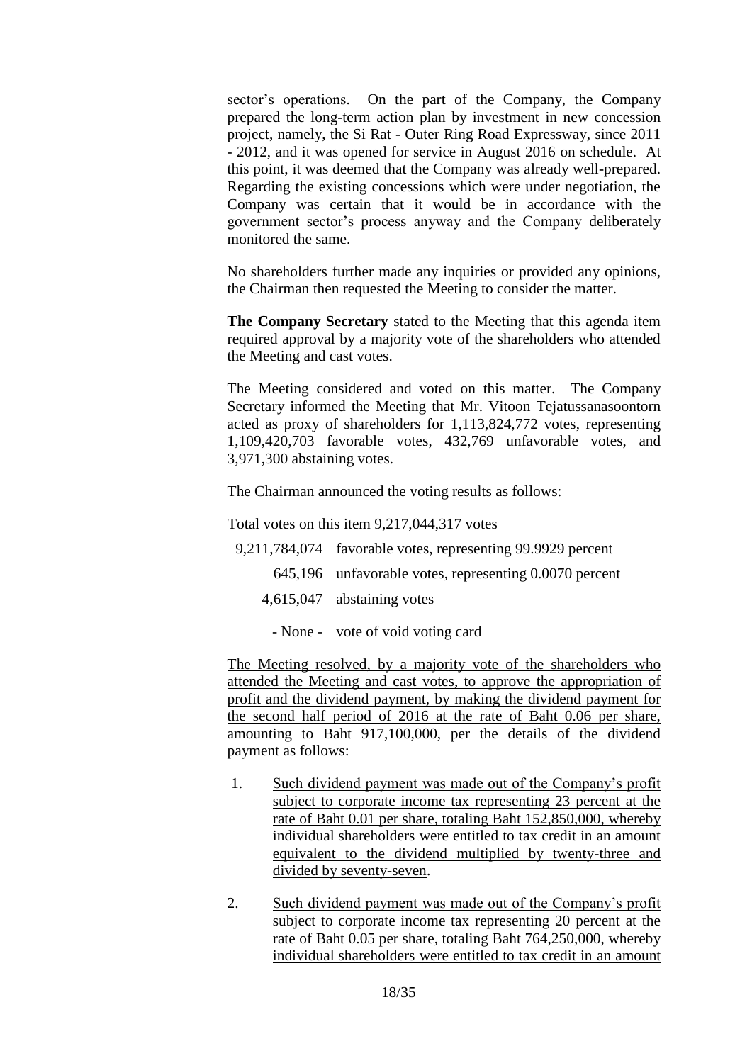sector's operations. On the part of the Company, the Company prepared the long-term action plan by investment in new concession project, namely, the Si Rat - Outer Ring Road Expressway, since 2011 - 2012, and it was opened for service in August 2016 on schedule. At this point, it was deemed that the Company was already well-prepared. Regarding the existing concessions which were under negotiation, the Company was certain that it would be in accordance with the government sector's process anyway and the Company deliberately monitored the same.

No shareholders further made any inquiries or provided any opinions, the Chairman then requested the Meeting to consider the matter.

**The Company Secretary** stated to the Meeting that this agenda item required approval by a majority vote of the shareholders who attended the Meeting and cast votes.

The Meeting considered and voted on this matter. The Company Secretary informed the Meeting that Mr. Vitoon Tejatussanasoontorn acted as proxy of shareholders for 1,113,824,772 votes, representing 1,109,420,703 favorable votes, 432,769 unfavorable votes, and 3,971,300 abstaining votes.

The Chairman announced the voting results as follows:

Total votes on this item 9,217,044,317 votes

| | |
|---|---|
| 9,211,784,074 | favorable votes, representing 99.9929 percent |
| 645,196 | unfavorable votes, representing 0.0070 percent |
| 4,615,047 | abstaining votes |
| - None - | vote of void voting card |

<u>The Meeting resolved, by a majority vote of the shareholders who attended the Meeting and cast votes, to approve the appropriation of profit and the dividend payment, by making the dividend payment for the second half period of 2016 at the rate of Baht 0.06 per share, amounting to Baht 917,100,000, per the details of the dividend payment as follows:</u>

1. <u>Such dividend payment was made out of the Company's profit subject to corporate income tax representing 23 percent at the rate of Baht 0.01 per share, totaling Baht 152,850,000, whereby individual shareholders were entitled to tax credit in an amount equivalent to the dividend multiplied by twenty-three and divided by seventy-seven</u>.

2. <u>Such dividend payment was made out of the Company's profit subject to corporate income tax representing 20 percent at the rate of Baht 0.05 per share, totaling Baht 764,250,000, whereby individual shareholders were entitled to tax credit in an amount</u>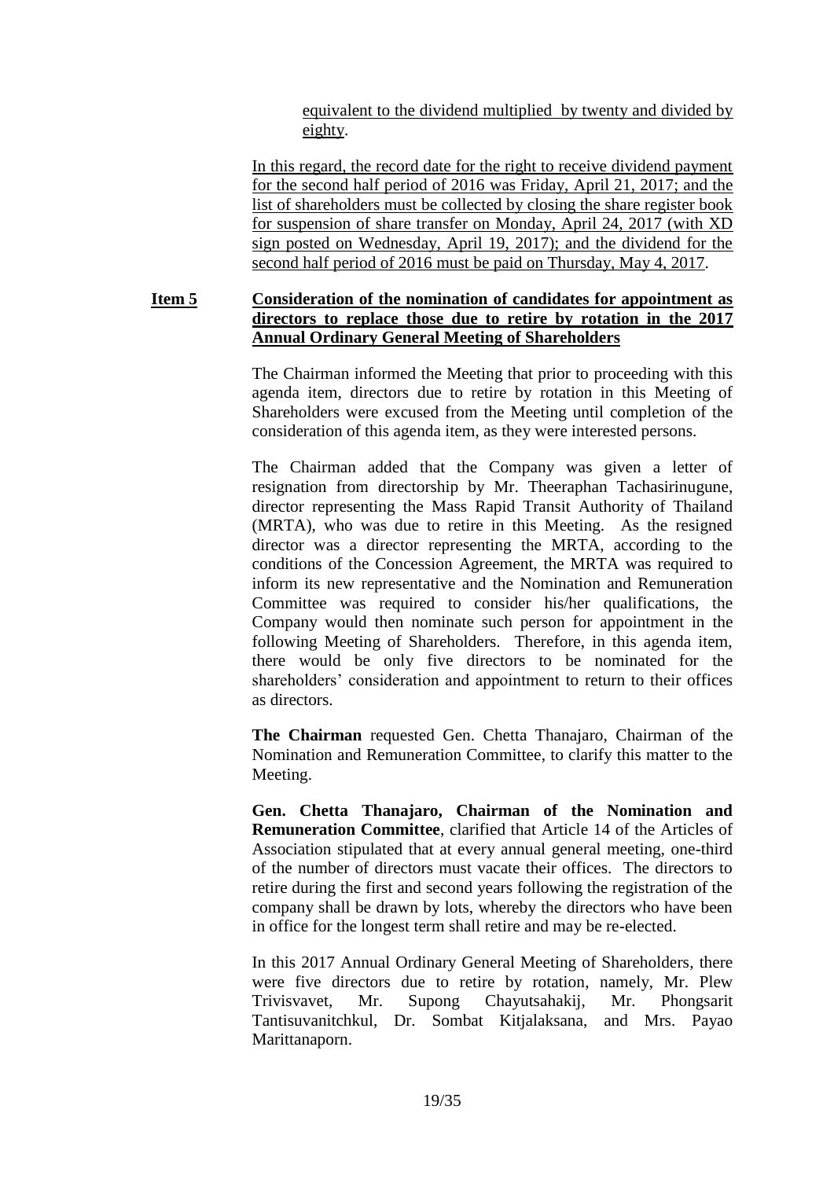equivalent to the dividend multiplied by twenty and divided by eighty.

In this regard, the record date for the right to receive dividend payment for the second half period of 2016 was Friday, April 21, 2017; and the list of shareholders must be collected by closing the share register book for suspension of share transfer on Monday, April 24, 2017 (with XD sign posted on Wednesday, April 19, 2017); and the dividend for the second half period of 2016 must be paid on Thursday, May 4, 2017.

**Item 5** **Consideration of the nomination of candidates for appointment as directors to replace those due to retire by rotation in the 2017 Annual Ordinary General Meeting of Shareholders**

The Chairman informed the Meeting that prior to proceeding with this agenda item, directors due to retire by rotation in this Meeting of Shareholders were excused from the Meeting until completion of the consideration of this agenda item, as they were interested persons.

The Chairman added that the Company was given a letter of resignation from directorship by Mr. Theeraphan Tachasirinugune, director representing the Mass Rapid Transit Authority of Thailand (MRTA), who was due to retire in this Meeting. As the resigned director was a director representing the MRTA, according to the conditions of the Concession Agreement, the MRTA was required to inform its new representative and the Nomination and Remuneration Committee was required to consider his/her qualifications, the Company would then nominate such person for appointment in the following Meeting of Shareholders. Therefore, in this agenda item, there would be only five directors to be nominated for the shareholders' consideration and appointment to return to their offices as directors.

**The Chairman** requested Gen. Chetta Thanajaro, Chairman of the Nomination and Remuneration Committee, to clarify this matter to the Meeting.

**Gen. Chetta Thanajaro, Chairman of the Nomination and Remuneration Committee**, clarified that Article 14 of the Articles of Association stipulated that at every annual general meeting, one-third of the number of directors must vacate their offices. The directors to retire during the first and second years following the registration of the company shall be drawn by lots, whereby the directors who have been in office for the longest term shall retire and may be re-elected.

In this 2017 Annual Ordinary General Meeting of Shareholders, there were five directors due to retire by rotation, namely, Mr. Plew Trivisvavet, Mr. Supong Chayutsahakij, Mr. Phongsarit Tantisuvanitchkul, Dr. Sombat Kitjalaksana, and Mrs. Payao Marittanaporn.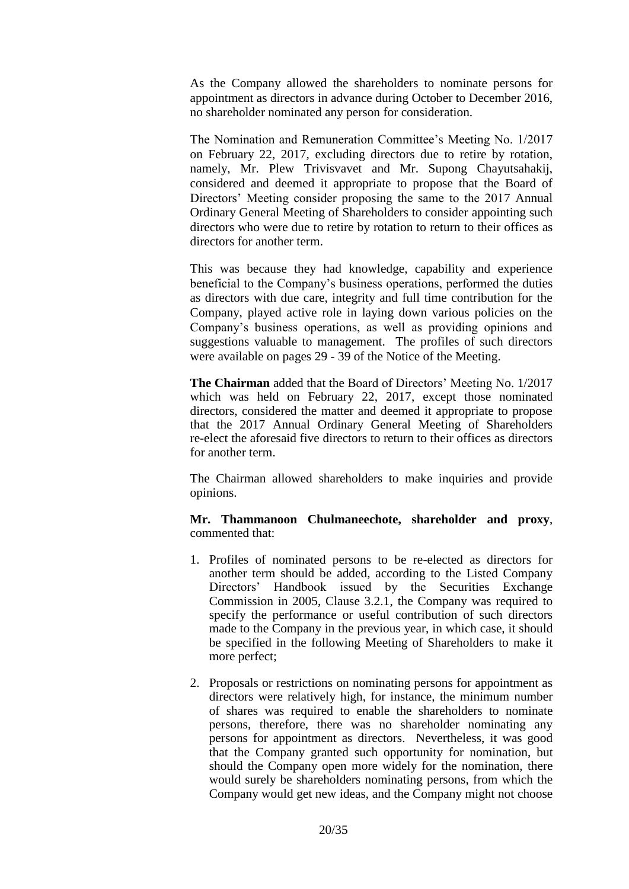As the Company allowed the shareholders to nominate persons for appointment as directors in advance during October to December 2016, no shareholder nominated any person for consideration.

The Nomination and Remuneration Committee's Meeting No. 1/2017 on February 22, 2017, excluding directors due to retire by rotation, namely, Mr. Plew Trivisvavet and Mr. Supong Chayutsahakij, considered and deemed it appropriate to propose that the Board of Directors' Meeting consider proposing the same to the 2017 Annual Ordinary General Meeting of Shareholders to consider appointing such directors who were due to retire by rotation to return to their offices as directors for another term.

This was because they had knowledge, capability and experience beneficial to the Company's business operations, performed the duties as directors with due care, integrity and full time contribution for the Company, played active role in laying down various policies on the Company's business operations, as well as providing opinions and suggestions valuable to management. The profiles of such directors were available on pages 29 - 39 of the Notice of the Meeting.

**The Chairman** added that the Board of Directors' Meeting No. 1/2017 which was held on February 22, 2017, except those nominated directors, considered the matter and deemed it appropriate to propose that the 2017 Annual Ordinary General Meeting of Shareholders re-elect the aforesaid five directors to return to their offices as directors for another term.

The Chairman allowed shareholders to make inquiries and provide opinions.

**Mr. Thammanoon Chulmaneechote, shareholder and proxy**, commented that:

1. Profiles of nominated persons to be re-elected as directors for another term should be added, according to the Listed Company Directors' Handbook issued by the Securities Exchange Commission in 2005, Clause 3.2.1, the Company was required to specify the performance or useful contribution of such directors made to the Company in the previous year, in which case, it should be specified in the following Meeting of Shareholders to make it more perfect;

2. Proposals or restrictions on nominating persons for appointment as directors were relatively high, for instance, the minimum number of shares was required to enable the shareholders to nominate persons, therefore, there was no shareholder nominating any persons for appointment as directors. Nevertheless, it was good that the Company granted such opportunity for nomination, but should the Company open more widely for the nomination, there would surely be shareholders nominating persons, from which the Company would get new ideas, and the Company might not choose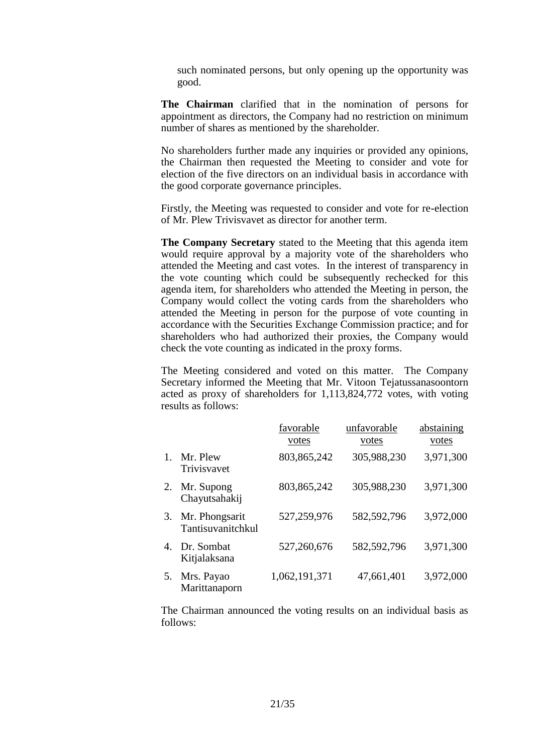such nominated persons, but only opening up the opportunity was good.

**The Chairman** clarified that in the nomination of persons for appointment as directors, the Company had no restriction on minimum number of shares as mentioned by the shareholder.

No shareholders further made any inquiries or provided any opinions, the Chairman then requested the Meeting to consider and vote for election of the five directors on an individual basis in accordance with the good corporate governance principles.

Firstly, the Meeting was requested to consider and vote for re-election of Mr. Plew Trivisvavet as director for another term.

**The Company Secretary** stated to the Meeting that this agenda item would require approval by a majority vote of the shareholders who attended the Meeting and cast votes. In the interest of transparency in the vote counting which could be subsequently rechecked for this agenda item, for shareholders who attended the Meeting in person, the Company would collect the voting cards from the shareholders who attended the Meeting in person for the purpose of vote counting in accordance with the Securities Exchange Commission practice; and for shareholders who had authorized their proxies, the Company would check the vote counting as indicated in the proxy forms.

The Meeting considered and voted on this matter. The Company Secretary informed the Meeting that Mr. Vitoon Tejatussanasoontorn acted as proxy of shareholders for 1,113,824,772 votes, with voting results as follows:

| | | favorable votes | unfavorable votes | abstaining votes |
|---|---|---|---|---|
| 1. | Mr. Plew Trivisvavet | 803,865,242 | 305,988,230 | 3,971,300 |
| 2. | Mr. Supong Chayutsahakij | 803,865,242 | 305,988,230 | 3,971,300 |
| 3. | Mr. Phongsarit Tantisuvanitchkul | 527,259,976 | 582,592,796 | 3,972,000 |
| 4. | Dr. Sombat Kitjalaksana | 527,260,676 | 582,592,796 | 3,971,300 |
| 5. | Mrs. Payao Marittanaporn | 1,062,191,371 | 47,661,401 | 3,972,000 |

The Chairman announced the voting results on an individual basis as follows: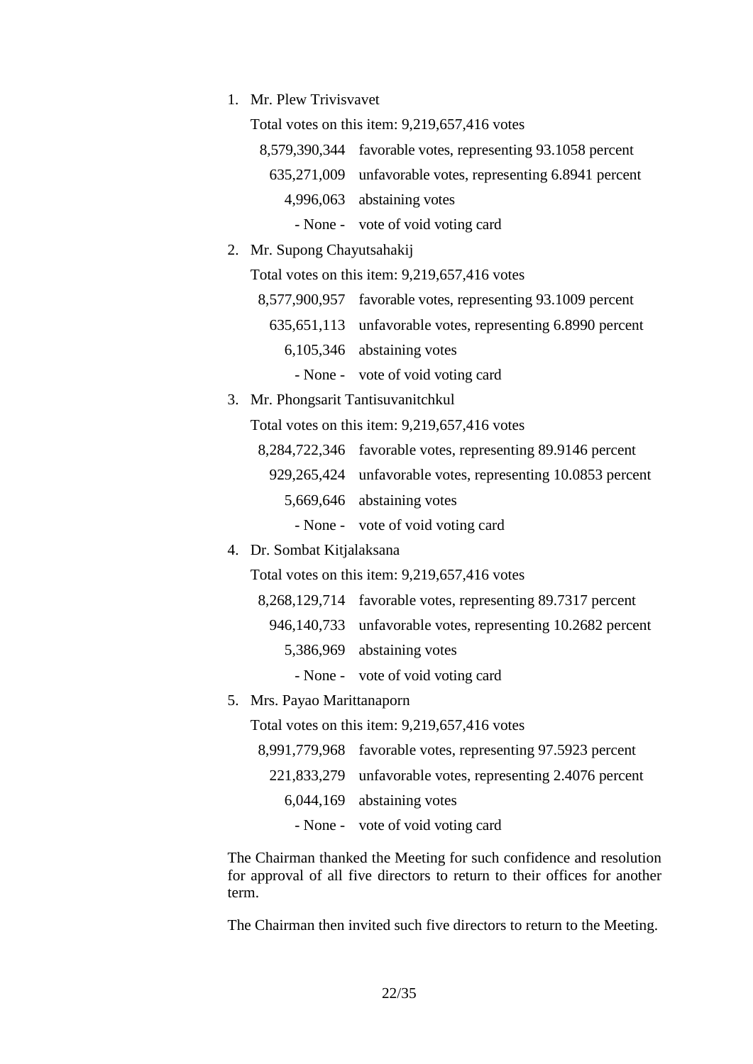1. Mr. Plew Trivisvavet

   Total votes on this item: 9,219,657,416 votes

   | | |
   |---:|---|
   | 8,579,390,344 | favorable votes, representing 93.1058 percent |
   | 635,271,009 | unfavorable votes, representing 6.8941 percent |
   | 4,996,063 | abstaining votes |
   | - None - | vote of void voting card |

2. Mr. Supong Chayutsahakij

   Total votes on this item: 9,219,657,416 votes

   | | |
   |---:|---|
   | 8,577,900,957 | favorable votes, representing 93.1009 percent |
   | 635,651,113 | unfavorable votes, representing 6.8990 percent |
   | 6,105,346 | abstaining votes |
   | - None - | vote of void voting card |

3. Mr. Phongsarit Tantisuvanitchkul

   Total votes on this item: 9,219,657,416 votes

   | | |
   |---:|---|
   | 8,284,722,346 | favorable votes, representing 89.9146 percent |
   | 929,265,424 | unfavorable votes, representing 10.0853 percent |
   | 5,669,646 | abstaining votes |
   | - None - | vote of void voting card |

4. Dr. Sombat Kitjalaksana

   Total votes on this item: 9,219,657,416 votes

   | | |
   |---:|---|
   | 8,268,129,714 | favorable votes, representing 89.7317 percent |
   | 946,140,733 | unfavorable votes, representing 10.2682 percent |
   | 5,386,969 | abstaining votes |
   | - None - | vote of void voting card |

5. Mrs. Payao Marittanaporn

   Total votes on this item: 9,219,657,416 votes

   | | |
   |---:|---|
   | 8,991,779,968 | favorable votes, representing 97.5923 percent |
   | 221,833,279 | unfavorable votes, representing 2.4076 percent |
   | 6,044,169 | abstaining votes |
   | - None - | vote of void voting card |

The Chairman thanked the Meeting for such confidence and resolution for approval of all five directors to return to their offices for another term.

The Chairman then invited such five directors to return to the Meeting.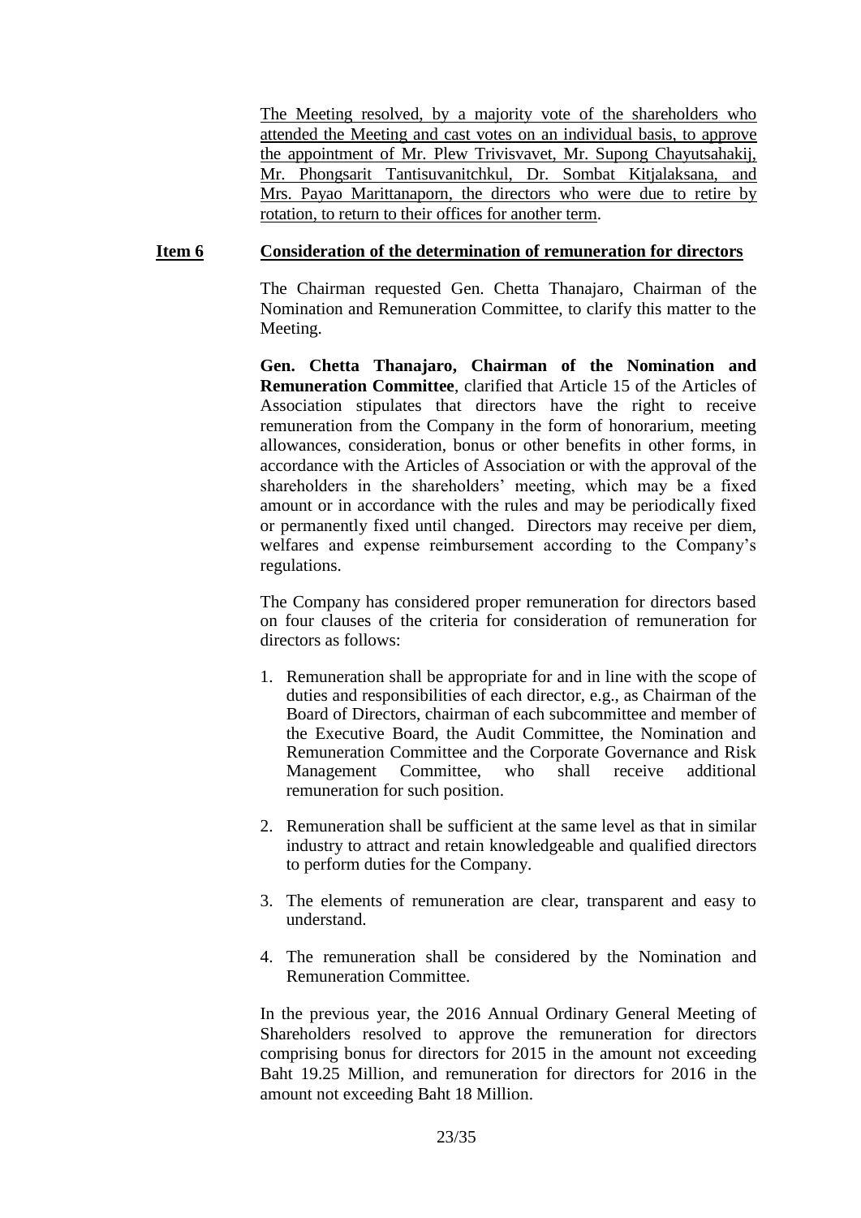The Meeting resolved, by a majority vote of the shareholders who attended the Meeting and cast votes on an individual basis, to approve the appointment of Mr. Plew Trivisvavet, Mr. Supong Chayutsahakij, Mr. Phongsarit Tantisuvanitchkul, Dr. Sombat Kitjalaksana, and Mrs. Payao Marittanaporn, the directors who were due to retire by rotation, to return to their offices for another term.

## Item 6 Consideration of the determination of remuneration for directors

The Chairman requested Gen. Chetta Thanajaro, Chairman of the Nomination and Remuneration Committee, to clarify this matter to the Meeting.

**Gen. Chetta Thanajaro, Chairman of the Nomination and Remuneration Committee**, clarified that Article 15 of the Articles of Association stipulates that directors have the right to receive remuneration from the Company in the form of honorarium, meeting allowances, consideration, bonus or other benefits in other forms, in accordance with the Articles of Association or with the approval of the shareholders in the shareholders' meeting, which may be a fixed amount or in accordance with the rules and may be periodically fixed or permanently fixed until changed. Directors may receive per diem, welfares and expense reimbursement according to the Company's regulations.

The Company has considered proper remuneration for directors based on four clauses of the criteria for consideration of remuneration for directors as follows:

1. Remuneration shall be appropriate for and in line with the scope of duties and responsibilities of each director, e.g., as Chairman of the Board of Directors, chairman of each subcommittee and member of the Executive Board, the Audit Committee, the Nomination and Remuneration Committee and the Corporate Governance and Risk Management Committee, who shall receive additional remuneration for such position.
2. Remuneration shall be sufficient at the same level as that in similar industry to attract and retain knowledgeable and qualified directors to perform duties for the Company.
3. The elements of remuneration are clear, transparent and easy to understand.
4. The remuneration shall be considered by the Nomination and Remuneration Committee.

In the previous year, the 2016 Annual Ordinary General Meeting of Shareholders resolved to approve the remuneration for directors comprising bonus for directors for 2015 in the amount not exceeding Baht 19.25 Million, and remuneration for directors for 2016 in the amount not exceeding Baht 18 Million.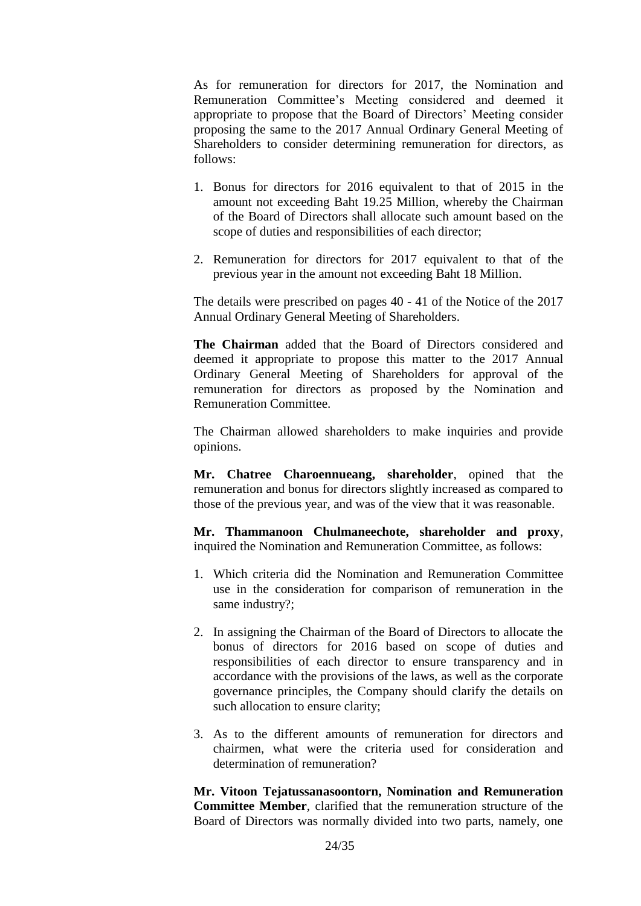As for remuneration for directors for 2017, the Nomination and Remuneration Committee's Meeting considered and deemed it appropriate to propose that the Board of Directors' Meeting consider proposing the same to the 2017 Annual Ordinary General Meeting of Shareholders to consider determining remuneration for directors, as follows:

1. Bonus for directors for 2016 equivalent to that of 2015 in the amount not exceeding Baht 19.25 Million, whereby the Chairman of the Board of Directors shall allocate such amount based on the scope of duties and responsibilities of each director;

2. Remuneration for directors for 2017 equivalent to that of the previous year in the amount not exceeding Baht 18 Million.

The details were prescribed on pages 40 - 41 of the Notice of the 2017 Annual Ordinary General Meeting of Shareholders.

**The Chairman** added that the Board of Directors considered and deemed it appropriate to propose this matter to the 2017 Annual Ordinary General Meeting of Shareholders for approval of the remuneration for directors as proposed by the Nomination and Remuneration Committee.

The Chairman allowed shareholders to make inquiries and provide opinions.

**Mr. Chatree Charoennueang, shareholder**, opined that the remuneration and bonus for directors slightly increased as compared to those of the previous year, and was of the view that it was reasonable.

**Mr. Thammanoon Chulmaneechote, shareholder and proxy**, inquired the Nomination and Remuneration Committee, as follows:

1. Which criteria did the Nomination and Remuneration Committee use in the consideration for comparison of remuneration in the same industry?;

2. In assigning the Chairman of the Board of Directors to allocate the bonus of directors for 2016 based on scope of duties and responsibilities of each director to ensure transparency and in accordance with the provisions of the laws, as well as the corporate governance principles, the Company should clarify the details on such allocation to ensure clarity;

3. As to the different amounts of remuneration for directors and chairmen, what were the criteria used for consideration and determination of remuneration?

**Mr. Vitoon Tejatussanasoontorn, Nomination and Remuneration Committee Member**, clarified that the remuneration structure of the Board of Directors was normally divided into two parts, namely, one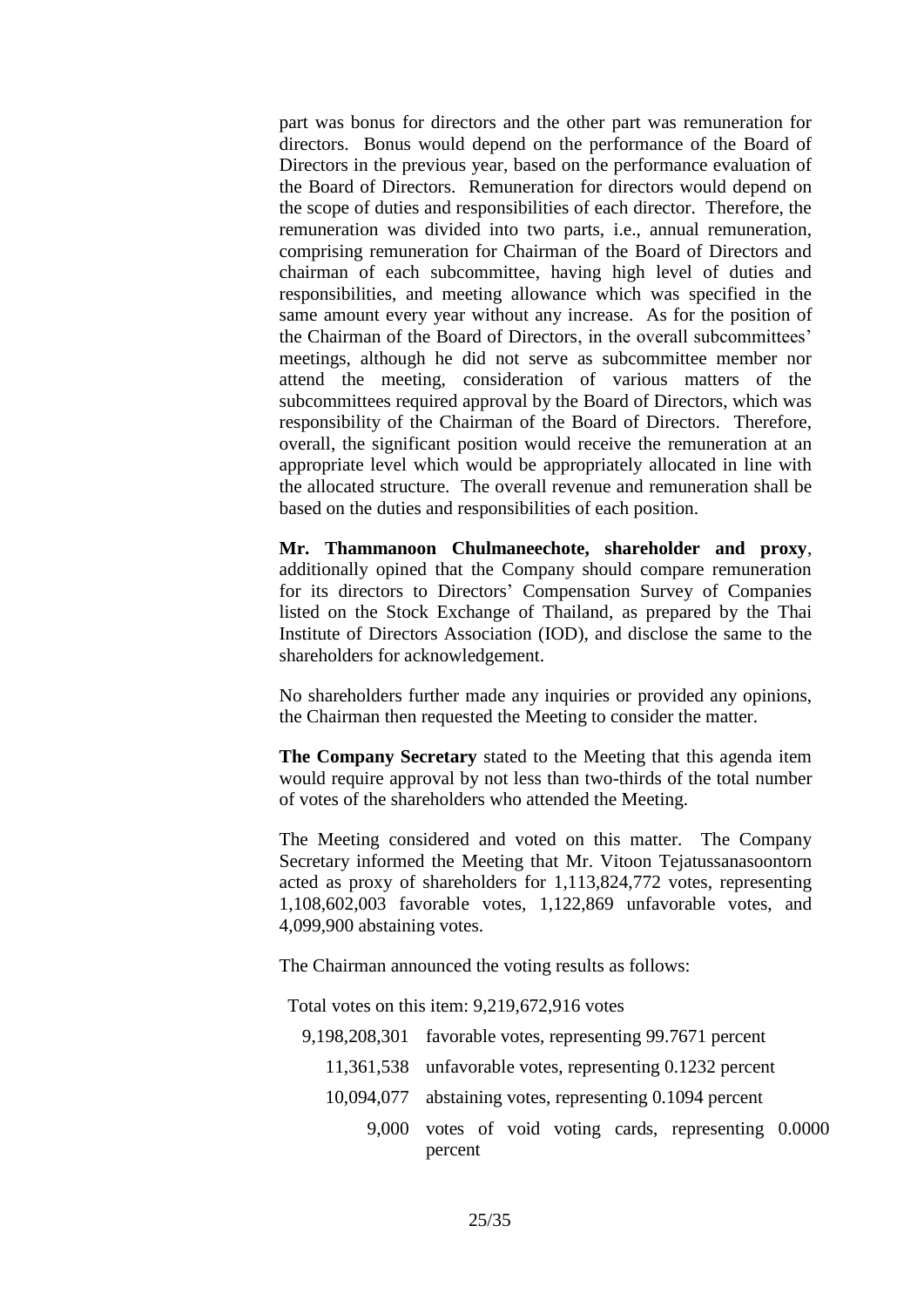part was bonus for directors and the other part was remuneration for directors. Bonus would depend on the performance of the Board of Directors in the previous year, based on the performance evaluation of the Board of Directors. Remuneration for directors would depend on the scope of duties and responsibilities of each director. Therefore, the remuneration was divided into two parts, i.e., annual remuneration, comprising remuneration for Chairman of the Board of Directors and chairman of each subcommittee, having high level of duties and responsibilities, and meeting allowance which was specified in the same amount every year without any increase. As for the position of the Chairman of the Board of Directors, in the overall subcommittees' meetings, although he did not serve as subcommittee member nor attend the meeting, consideration of various matters of the subcommittees required approval by the Board of Directors, which was responsibility of the Chairman of the Board of Directors. Therefore, overall, the significant position would receive the remuneration at an appropriate level which would be appropriately allocated in line with the allocated structure. The overall revenue and remuneration shall be based on the duties and responsibilities of each position.

**Mr. Thammanoon Chulmaneechote, shareholder and proxy**, additionally opined that the Company should compare remuneration for its directors to Directors' Compensation Survey of Companies listed on the Stock Exchange of Thailand, as prepared by the Thai Institute of Directors Association (IOD), and disclose the same to the shareholders for acknowledgement.

No shareholders further made any inquiries or provided any opinions, the Chairman then requested the Meeting to consider the matter.

**The Company Secretary** stated to the Meeting that this agenda item would require approval by not less than two-thirds of the total number of votes of the shareholders who attended the Meeting.

The Meeting considered and voted on this matter. The Company Secretary informed the Meeting that Mr. Vitoon Tejatussanasoontorn acted as proxy of shareholders for 1,113,824,772 votes, representing 1,108,602,003 favorable votes, 1,122,869 unfavorable votes, and 4,099,900 abstaining votes.

The Chairman announced the voting results as follows:

Total votes on this item: 9,219,672,916 votes

| | |
|---:|---|
| 9,198,208,301 | favorable votes, representing 99.7671 percent |
| 11,361,538 | unfavorable votes, representing 0.1232 percent |
| 10,094,077 | abstaining votes, representing 0.1094 percent |
| 9,000 | votes of void voting cards, representing 0.0000 percent |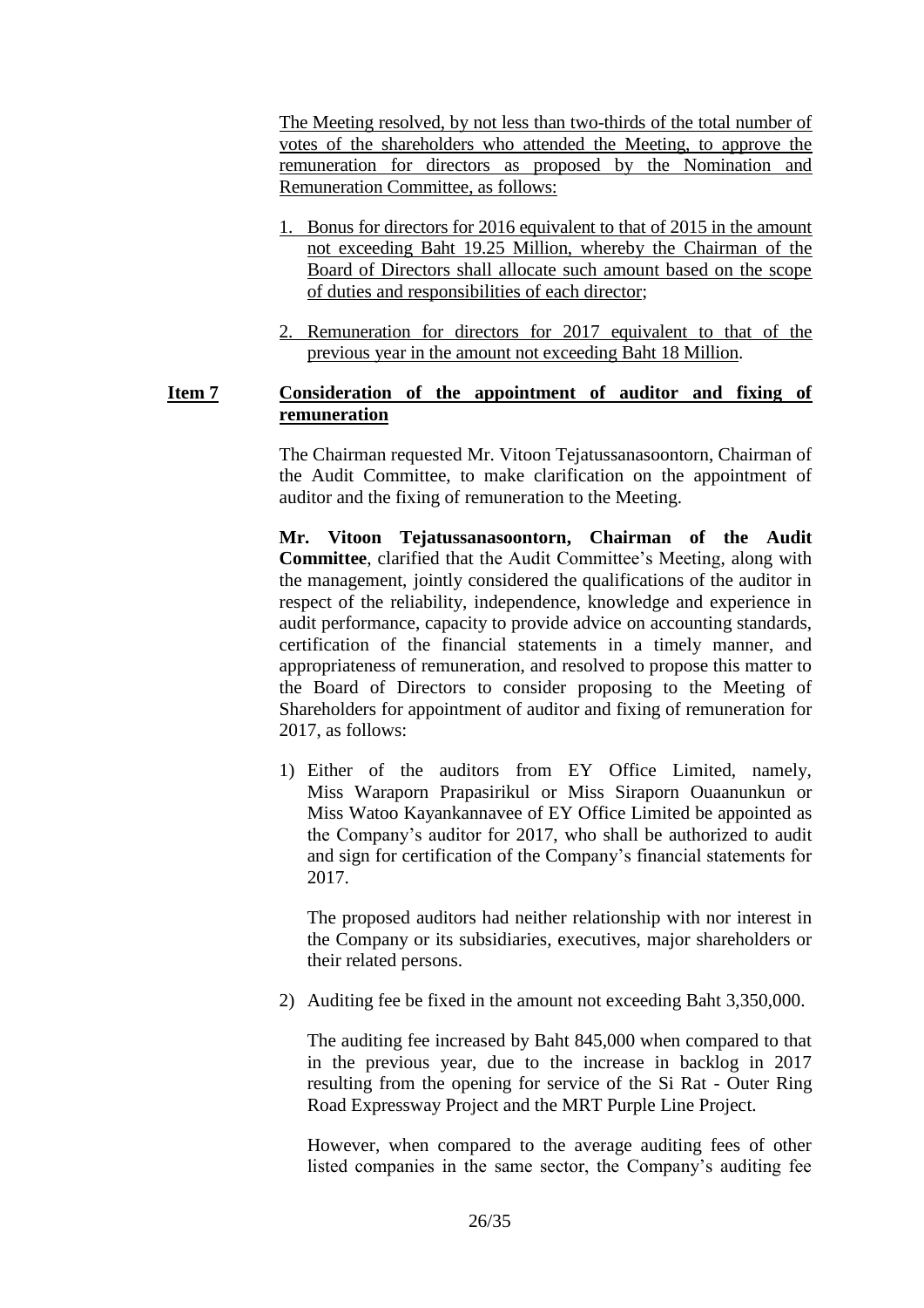The Meeting resolved, by not less than two-thirds of the total number of votes of the shareholders who attended the Meeting, to approve the remuneration for directors as proposed by the Nomination and Remuneration Committee, as follows:

1. Bonus for directors for 2016 equivalent to that of 2015 in the amount not exceeding Baht 19.25 Million, whereby the Chairman of the Board of Directors shall allocate such amount based on the scope of duties and responsibilities of each director;

2. Remuneration for directors for 2017 equivalent to that of the previous year in the amount not exceeding Baht 18 Million.

**Item 7** **Consideration of the appointment of auditor and fixing of remuneration**

The Chairman requested Mr. Vitoon Tejatussanasoontorn, Chairman of the Audit Committee, to make clarification on the appointment of auditor and the fixing of remuneration to the Meeting.

**Mr. Vitoon Tejatussanasoontorn, Chairman of the Audit Committee**, clarified that the Audit Committee's Meeting, along with the management, jointly considered the qualifications of the auditor in respect of the reliability, independence, knowledge and experience in audit performance, capacity to provide advice on accounting standards, certification of the financial statements in a timely manner, and appropriateness of remuneration, and resolved to propose this matter to the Board of Directors to consider proposing to the Meeting of Shareholders for appointment of auditor and fixing of remuneration for 2017, as follows:

1) Either of the auditors from EY Office Limited, namely, Miss Waraporn Prapasirikul or Miss Siraporn Ouaanunkun or Miss Watoo Kayankannavee of EY Office Limited be appointed as the Company's auditor for 2017, who shall be authorized to audit and sign for certification of the Company's financial statements for 2017.

   The proposed auditors had neither relationship with nor interest in the Company or its subsidiaries, executives, major shareholders or their related persons.

2) Auditing fee be fixed in the amount not exceeding Baht 3,350,000.

   The auditing fee increased by Baht 845,000 when compared to that in the previous year, due to the increase in backlog in 2017 resulting from the opening for service of the Si Rat - Outer Ring Road Expressway Project and the MRT Purple Line Project.

   However, when compared to the average auditing fees of other listed companies in the same sector, the Company's auditing fee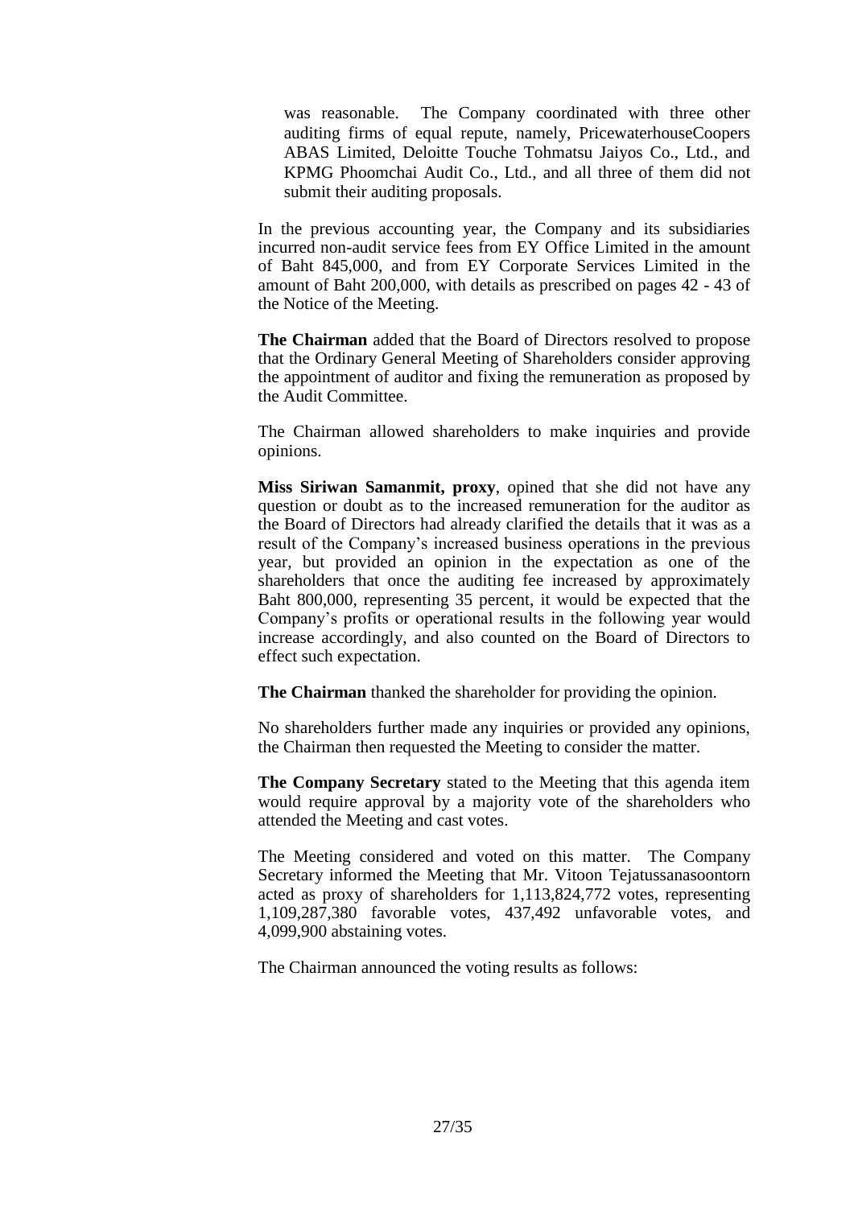was reasonable. The Company coordinated with three other auditing firms of equal repute, namely, PricewaterhouseCoopers ABAS Limited, Deloitte Touche Tohmatsu Jaiyos Co., Ltd., and KPMG Phoomchai Audit Co., Ltd., and all three of them did not submit their auditing proposals.

In the previous accounting year, the Company and its subsidiaries incurred non-audit service fees from EY Office Limited in the amount of Baht 845,000, and from EY Corporate Services Limited in the amount of Baht 200,000, with details as prescribed on pages 42 - 43 of the Notice of the Meeting.

**The Chairman** added that the Board of Directors resolved to propose that the Ordinary General Meeting of Shareholders consider approving the appointment of auditor and fixing the remuneration as proposed by the Audit Committee.

The Chairman allowed shareholders to make inquiries and provide opinions.

**Miss Siriwan Samanmit, proxy**, opined that she did not have any question or doubt as to the increased remuneration for the auditor as the Board of Directors had already clarified the details that it was as a result of the Company's increased business operations in the previous year, but provided an opinion in the expectation as one of the shareholders that once the auditing fee increased by approximately Baht 800,000, representing 35 percent, it would be expected that the Company's profits or operational results in the following year would increase accordingly, and also counted on the Board of Directors to effect such expectation.

**The Chairman** thanked the shareholder for providing the opinion.

No shareholders further made any inquiries or provided any opinions, the Chairman then requested the Meeting to consider the matter.

**The Company Secretary** stated to the Meeting that this agenda item would require approval by a majority vote of the shareholders who attended the Meeting and cast votes.

The Meeting considered and voted on this matter. The Company Secretary informed the Meeting that Mr. Vitoon Tejatussanasoontorn acted as proxy of shareholders for 1,113,824,772 votes, representing 1,109,287,380 favorable votes, 437,492 unfavorable votes, and 4,099,900 abstaining votes.

The Chairman announced the voting results as follows: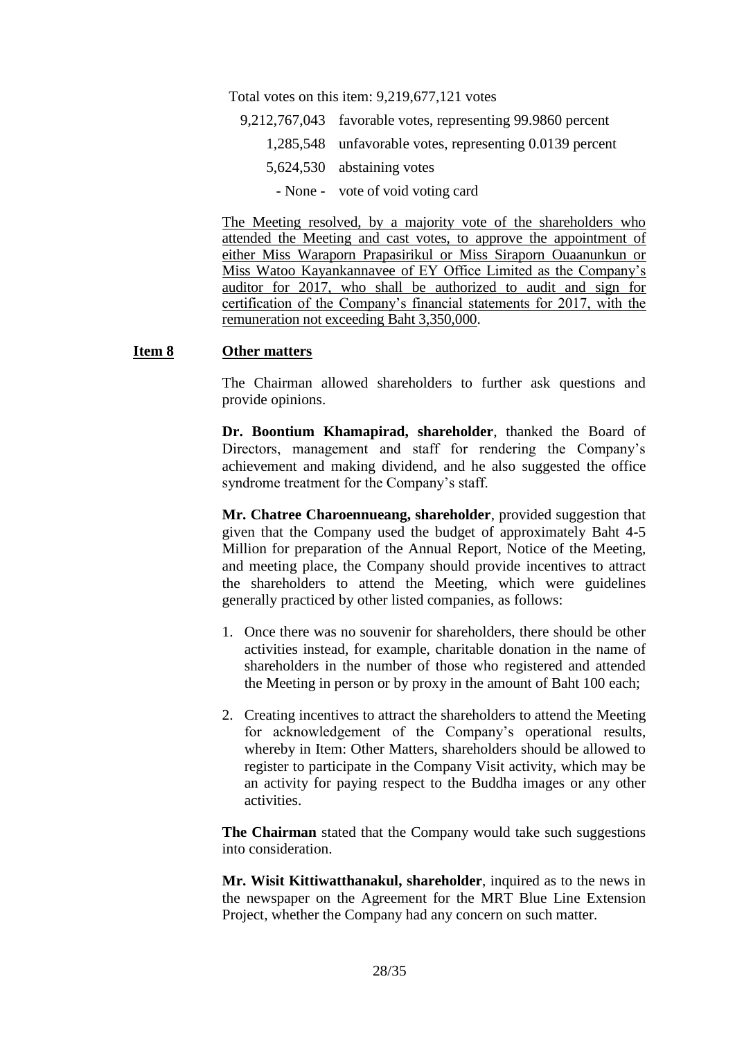Total votes on this item: 9,219,677,121 votes

| | |
|---|---|
| 9,212,767,043 | favorable votes, representing 99.9860 percent |
| 1,285,548 | unfavorable votes, representing 0.0139 percent |
| 5,624,530 | abstaining votes |
| - None - | vote of void voting card |

The Meeting resolved, by a majority vote of the shareholders who attended the Meeting and cast votes, to approve the appointment of either Miss Waraporn Prapasirikul or Miss Siraporn Ouaanunkun or Miss Watoo Kayankannavee of EY Office Limited as the Company's auditor for 2017, who shall be authorized to audit and sign for certification of the Company's financial statements for 2017, with the remuneration not exceeding Baht 3,350,000.

**Item 8 Other matters**

The Chairman allowed shareholders to further ask questions and provide opinions.

**Dr. Boontium Khamapirad, shareholder**, thanked the Board of Directors, management and staff for rendering the Company's achievement and making dividend, and he also suggested the office syndrome treatment for the Company's staff.

**Mr. Chatree Charoennueang, shareholder**, provided suggestion that given that the Company used the budget of approximately Baht 4-5 Million for preparation of the Annual Report, Notice of the Meeting, and meeting place, the Company should provide incentives to attract the shareholders to attend the Meeting, which were guidelines generally practiced by other listed companies, as follows:

1. Once there was no souvenir for shareholders, there should be other activities instead, for example, charitable donation in the name of shareholders in the number of those who registered and attended the Meeting in person or by proxy in the amount of Baht 100 each;
2. Creating incentives to attract the shareholders to attend the Meeting for acknowledgement of the Company's operational results, whereby in Item: Other Matters, shareholders should be allowed to register to participate in the Company Visit activity, which may be an activity for paying respect to the Buddha images or any other activities.

**The Chairman** stated that the Company would take such suggestions into consideration.

**Mr. Wisit Kittiwatthanakul, shareholder**, inquired as to the news in the newspaper on the Agreement for the MRT Blue Line Extension Project, whether the Company had any concern on such matter.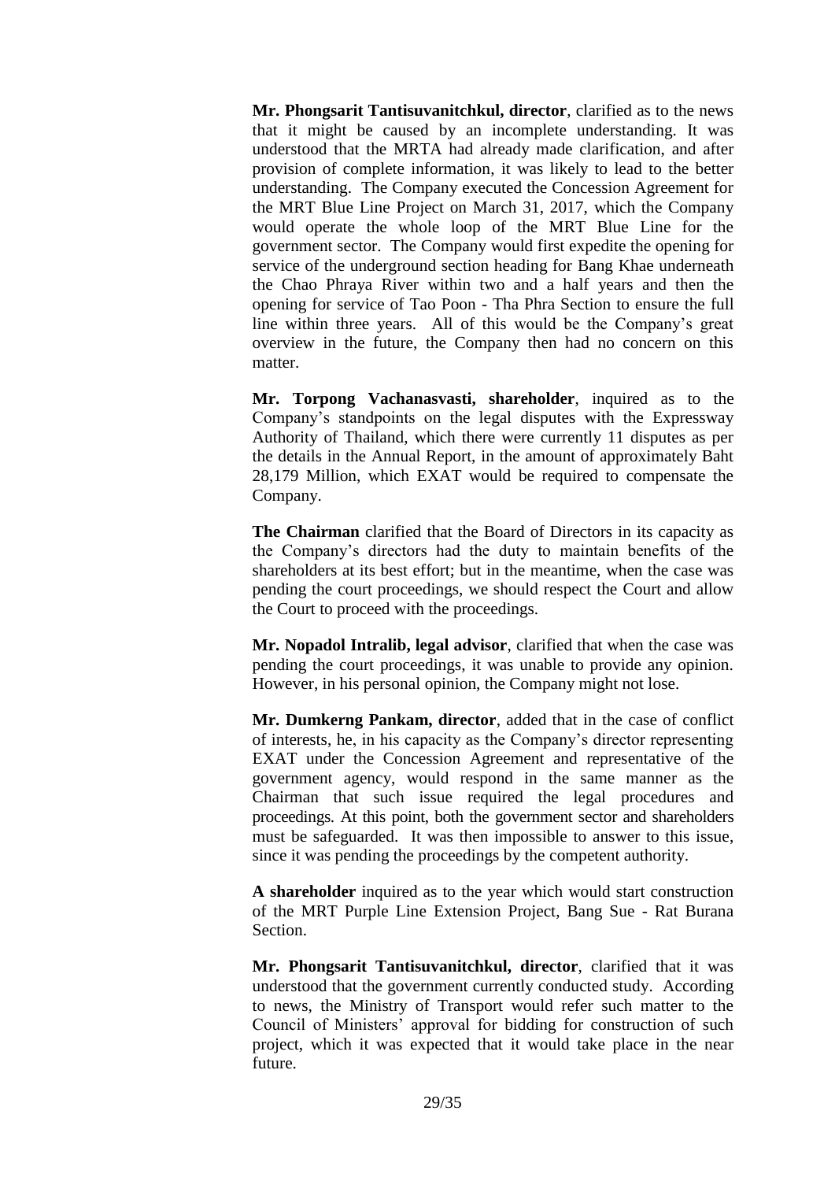**Mr. Phongsarit Tantisuvanitchkul, director**, clarified as to the news that it might be caused by an incomplete understanding. It was understood that the MRTA had already made clarification, and after provision of complete information, it was likely to lead to the better understanding. The Company executed the Concession Agreement for the MRT Blue Line Project on March 31, 2017, which the Company would operate the whole loop of the MRT Blue Line for the government sector. The Company would first expedite the opening for service of the underground section heading for Bang Khae underneath the Chao Phraya River within two and a half years and then the opening for service of Tao Poon - Tha Phra Section to ensure the full line within three years. All of this would be the Company's great overview in the future, the Company then had no concern on this matter.

**Mr. Torpong Vachanasvasti, shareholder**, inquired as to the Company's standpoints on the legal disputes with the Expressway Authority of Thailand, which there were currently 11 disputes as per the details in the Annual Report, in the amount of approximately Baht 28,179 Million, which EXAT would be required to compensate the Company.

**The Chairman** clarified that the Board of Directors in its capacity as the Company's directors had the duty to maintain benefits of the shareholders at its best effort; but in the meantime, when the case was pending the court proceedings, we should respect the Court and allow the Court to proceed with the proceedings.

**Mr. Nopadol Intralib, legal advisor**, clarified that when the case was pending the court proceedings, it was unable to provide any opinion. However, in his personal opinion, the Company might not lose.

**Mr. Dumkerng Pankam, director**, added that in the case of conflict of interests, he, in his capacity as the Company's director representing EXAT under the Concession Agreement and representative of the government agency, would respond in the same manner as the Chairman that such issue required the legal procedures and proceedings. At this point, both the government sector and shareholders must be safeguarded. It was then impossible to answer to this issue, since it was pending the proceedings by the competent authority.

**A shareholder** inquired as to the year which would start construction of the MRT Purple Line Extension Project, Bang Sue - Rat Burana Section.

**Mr. Phongsarit Tantisuvanitchkul, director**, clarified that it was understood that the government currently conducted study. According to news, the Ministry of Transport would refer such matter to the Council of Ministers' approval for bidding for construction of such project, which it was expected that it would take place in the near future.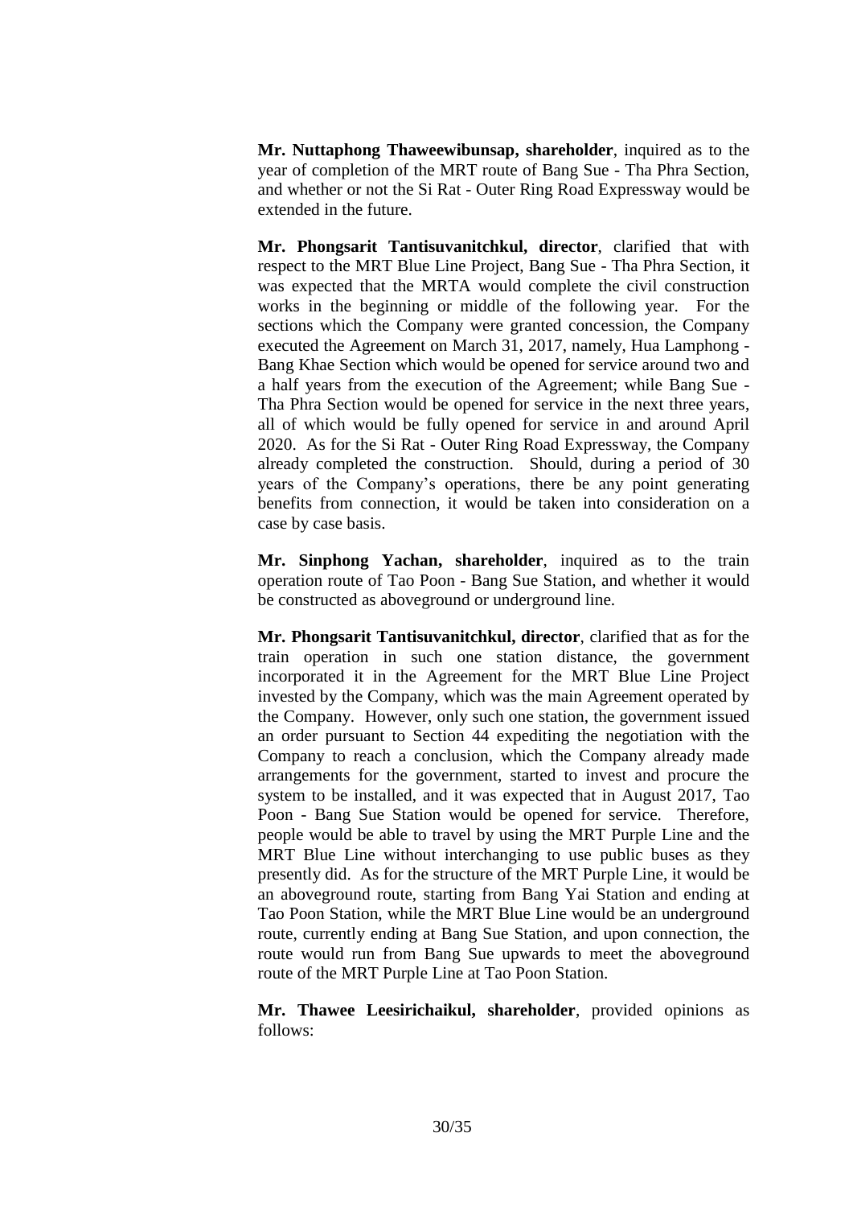**Mr. Nuttaphong Thaweewibunsap, shareholder**, inquired as to the year of completion of the MRT route of Bang Sue - Tha Phra Section, and whether or not the Si Rat - Outer Ring Road Expressway would be extended in the future.

**Mr. Phongsarit Tantisuvanitchkul, director**, clarified that with respect to the MRT Blue Line Project, Bang Sue - Tha Phra Section, it was expected that the MRTA would complete the civil construction works in the beginning or middle of the following year. For the sections which the Company were granted concession, the Company executed the Agreement on March 31, 2017, namely, Hua Lamphong - Bang Khae Section which would be opened for service around two and a half years from the execution of the Agreement; while Bang Sue - Tha Phra Section would be opened for service in the next three years, all of which would be fully opened for service in and around April 2020. As for the Si Rat - Outer Ring Road Expressway, the Company already completed the construction. Should, during a period of 30 years of the Company's operations, there be any point generating benefits from connection, it would be taken into consideration on a case by case basis.

**Mr. Sinphong Yachan, shareholder**, inquired as to the train operation route of Tao Poon - Bang Sue Station, and whether it would be constructed as aboveground or underground line.

**Mr. Phongsarit Tantisuvanitchkul, director**, clarified that as for the train operation in such one station distance, the government incorporated it in the Agreement for the MRT Blue Line Project invested by the Company, which was the main Agreement operated by the Company. However, only such one station, the government issued an order pursuant to Section 44 expediting the negotiation with the Company to reach a conclusion, which the Company already made arrangements for the government, started to invest and procure the system to be installed, and it was expected that in August 2017, Tao Poon - Bang Sue Station would be opened for service. Therefore, people would be able to travel by using the MRT Purple Line and the MRT Blue Line without interchanging to use public buses as they presently did. As for the structure of the MRT Purple Line, it would be an aboveground route, starting from Bang Yai Station and ending at Tao Poon Station, while the MRT Blue Line would be an underground route, currently ending at Bang Sue Station, and upon connection, the route would run from Bang Sue upwards to meet the aboveground route of the MRT Purple Line at Tao Poon Station.

**Mr. Thawee Leesirichaikul, shareholder**, provided opinions as follows: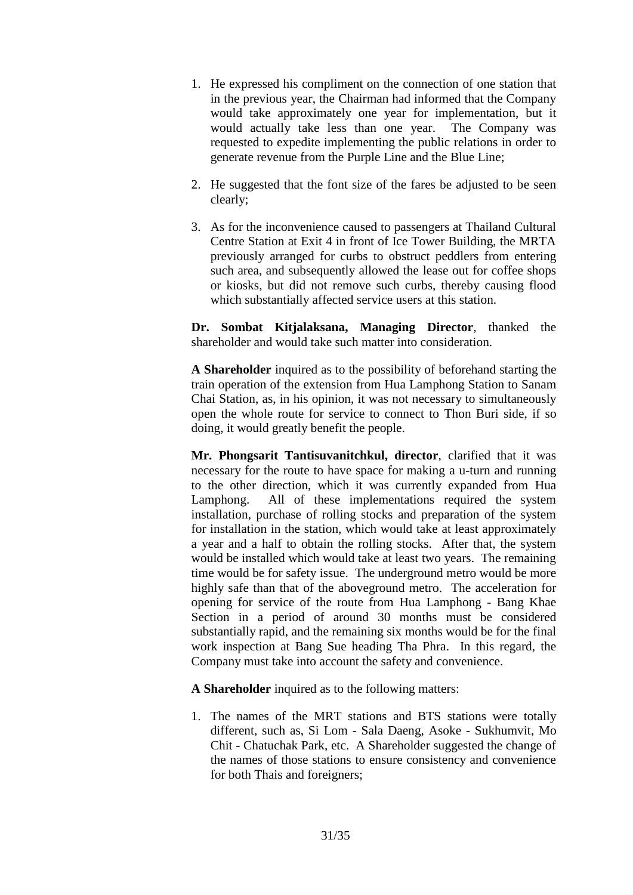1. He expressed his compliment on the connection of one station that in the previous year, the Chairman had informed that the Company would take approximately one year for implementation, but it would actually take less than one year. The Company was requested to expedite implementing the public relations in order to generate revenue from the Purple Line and the Blue Line;

2. He suggested that the font size of the fares be adjusted to be seen clearly;

3. As for the inconvenience caused to passengers at Thailand Cultural Centre Station at Exit 4 in front of Ice Tower Building, the MRTA previously arranged for curbs to obstruct peddlers from entering such area, and subsequently allowed the lease out for coffee shops or kiosks, but did not remove such curbs, thereby causing flood which substantially affected service users at this station.

**Dr. Sombat Kitjalaksana, Managing Director**, thanked the shareholder and would take such matter into consideration.

**A Shareholder** inquired as to the possibility of beforehand starting the train operation of the extension from Hua Lamphong Station to Sanam Chai Station, as, in his opinion, it was not necessary to simultaneously open the whole route for service to connect to Thon Buri side, if so doing, it would greatly benefit the people.

**Mr. Phongsarit Tantisuvanitchkul, director**, clarified that it was necessary for the route to have space for making a u-turn and running to the other direction, which it was currently expanded from Hua Lamphong. All of these implementations required the system installation, purchase of rolling stocks and preparation of the system for installation in the station, which would take at least approximately a year and a half to obtain the rolling stocks. After that, the system would be installed which would take at least two years. The remaining time would be for safety issue. The underground metro would be more highly safe than that of the aboveground metro. The acceleration for opening for service of the route from Hua Lamphong - Bang Khae Section in a period of around 30 months must be considered substantially rapid, and the remaining six months would be for the final work inspection at Bang Sue heading Tha Phra. In this regard, the Company must take into account the safety and convenience.

**A Shareholder** inquired as to the following matters:

1. The names of the MRT stations and BTS stations were totally different, such as, Si Lom - Sala Daeng, Asoke - Sukhumvit, Mo Chit - Chatuchak Park, etc. A Shareholder suggested the change of the names of those stations to ensure consistency and convenience for both Thais and foreigners;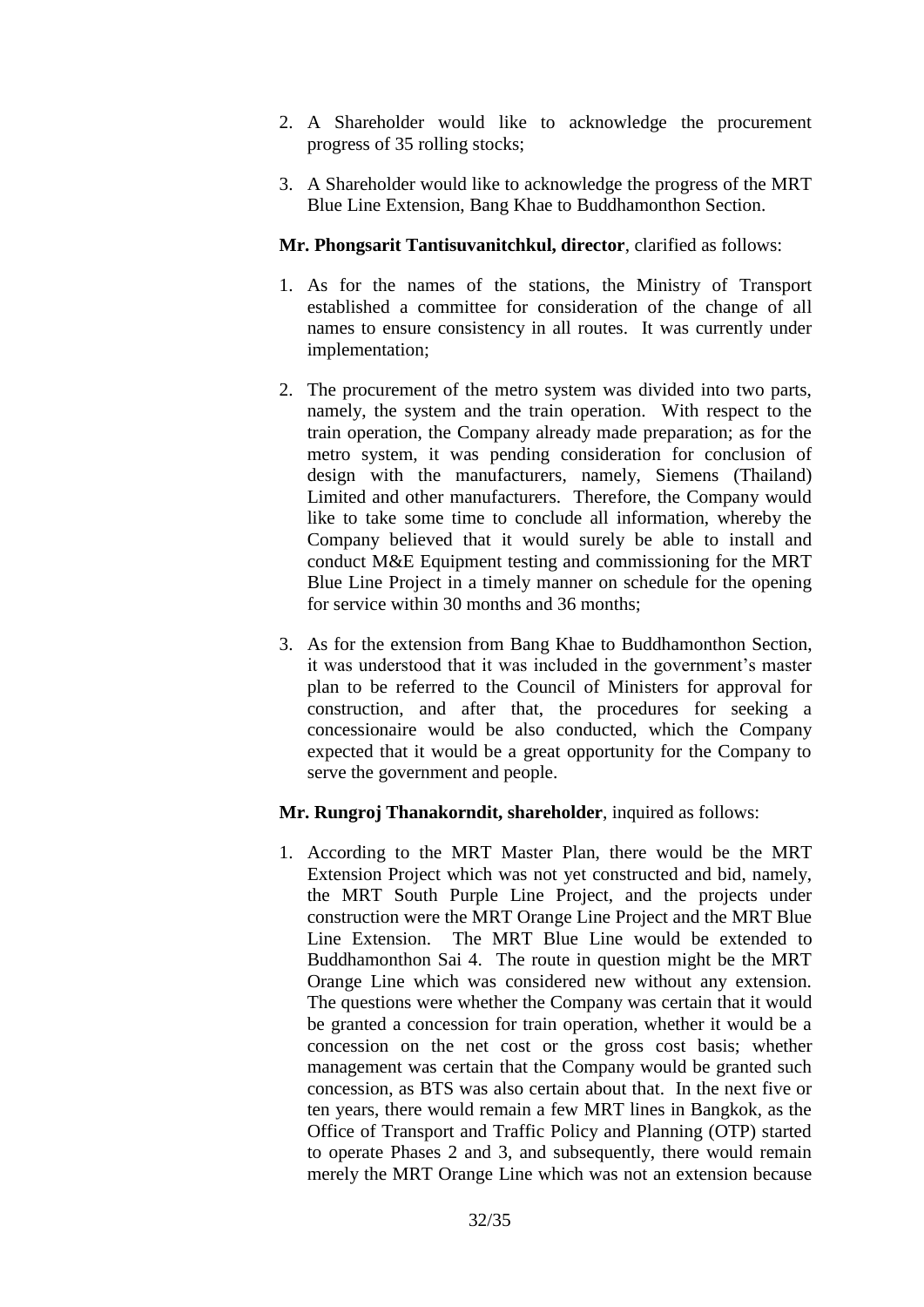2. A Shareholder would like to acknowledge the procurement progress of 35 rolling stocks;

3. A Shareholder would like to acknowledge the progress of the MRT Blue Line Extension, Bang Khae to Buddhamonthon Section.

**Mr. Phongsarit Tantisuvanitchkul, director**, clarified as follows:

1. As for the names of the stations, the Ministry of Transport established a committee for consideration of the change of all names to ensure consistency in all routes. It was currently under implementation;

2. The procurement of the metro system was divided into two parts, namely, the system and the train operation. With respect to the train operation, the Company already made preparation; as for the metro system, it was pending consideration for conclusion of design with the manufacturers, namely, Siemens (Thailand) Limited and other manufacturers. Therefore, the Company would like to take some time to conclude all information, whereby the Company believed that it would surely be able to install and conduct M&E Equipment testing and commissioning for the MRT Blue Line Project in a timely manner on schedule for the opening for service within 30 months and 36 months;

3. As for the extension from Bang Khae to Buddhamonthon Section, it was understood that it was included in the government's master plan to be referred to the Council of Ministers for approval for construction, and after that, the procedures for seeking a concessionaire would be also conducted, which the Company expected that it would be a great opportunity for the Company to serve the government and people.

**Mr. Rungroj Thanakorndit, shareholder**, inquired as follows:

1. According to the MRT Master Plan, there would be the MRT Extension Project which was not yet constructed and bid, namely, the MRT South Purple Line Project, and the projects under construction were the MRT Orange Line Project and the MRT Blue Line Extension. The MRT Blue Line would be extended to Buddhamonthon Sai 4. The route in question might be the MRT Orange Line which was considered new without any extension. The questions were whether the Company was certain that it would be granted a concession for train operation, whether it would be a concession on the net cost or the gross cost basis; whether management was certain that the Company would be granted such concession, as BTS was also certain about that. In the next five or ten years, there would remain a few MRT lines in Bangkok, as the Office of Transport and Traffic Policy and Planning (OTP) started to operate Phases 2 and 3, and subsequently, there would remain merely the MRT Orange Line which was not an extension because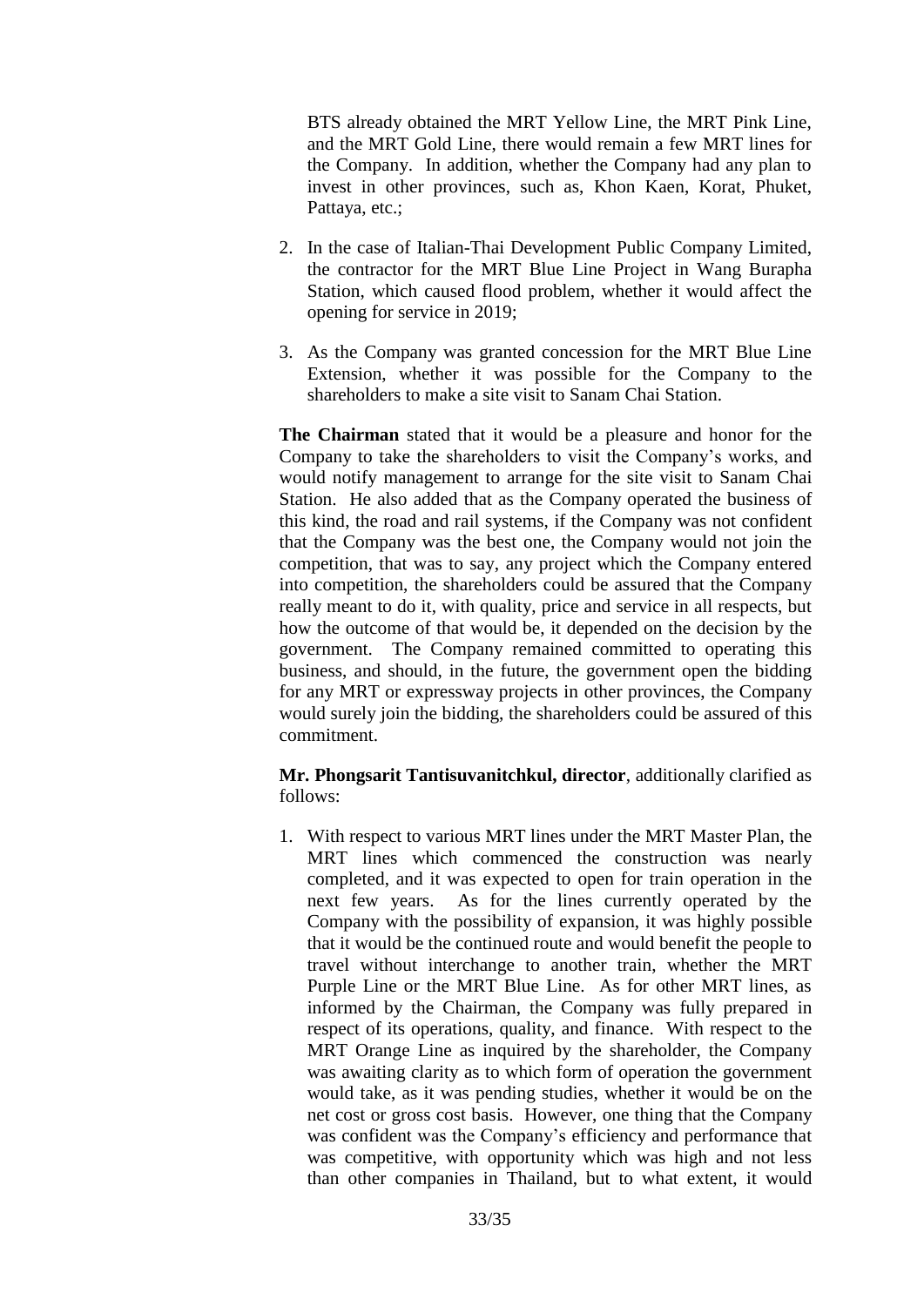BTS already obtained the MRT Yellow Line, the MRT Pink Line, and the MRT Gold Line, there would remain a few MRT lines for the Company. In addition, whether the Company had any plan to invest in other provinces, such as, Khon Kaen, Korat, Phuket, Pattaya, etc.;

2. In the case of Italian-Thai Development Public Company Limited, the contractor for the MRT Blue Line Project in Wang Burapha Station, which caused flood problem, whether it would affect the opening for service in 2019;

3. As the Company was granted concession for the MRT Blue Line Extension, whether it was possible for the Company to the shareholders to make a site visit to Sanam Chai Station.

**The Chairman** stated that it would be a pleasure and honor for the Company to take the shareholders to visit the Company's works, and would notify management to arrange for the site visit to Sanam Chai Station. He also added that as the Company operated the business of this kind, the road and rail systems, if the Company was not confident that the Company was the best one, the Company would not join the competition, that was to say, any project which the Company entered into competition, the shareholders could be assured that the Company really meant to do it, with quality, price and service in all respects, but how the outcome of that would be, it depended on the decision by the government. The Company remained committed to operating this business, and should, in the future, the government open the bidding for any MRT or expressway projects in other provinces, the Company would surely join the bidding, the shareholders could be assured of this commitment.

**Mr. Phongsarit Tantisuvanitchkul, director**, additionally clarified as follows:

1. With respect to various MRT lines under the MRT Master Plan, the MRT lines which commenced the construction was nearly completed, and it was expected to open for train operation in the next few years. As for the lines currently operated by the Company with the possibility of expansion, it was highly possible that it would be the continued route and would benefit the people to travel without interchange to another train, whether the MRT Purple Line or the MRT Blue Line. As for other MRT lines, as informed by the Chairman, the Company was fully prepared in respect of its operations, quality, and finance. With respect to the MRT Orange Line as inquired by the shareholder, the Company was awaiting clarity as to which form of operation the government would take, as it was pending studies, whether it would be on the net cost or gross cost basis. However, one thing that the Company was confident was the Company's efficiency and performance that was competitive, with opportunity which was high and not less than other companies in Thailand, but to what extent, it would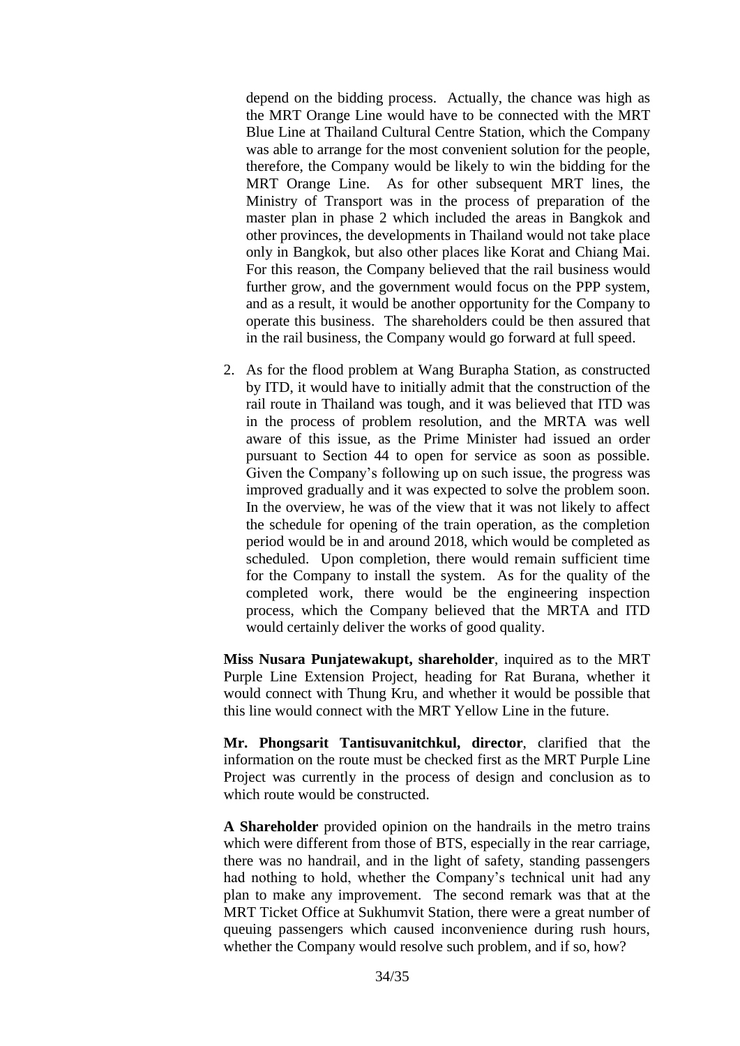depend on the bidding process. Actually, the chance was high as the MRT Orange Line would have to be connected with the MRT Blue Line at Thailand Cultural Centre Station, which the Company was able to arrange for the most convenient solution for the people, therefore, the Company would be likely to win the bidding for the MRT Orange Line. As for other subsequent MRT lines, the Ministry of Transport was in the process of preparation of the master plan in phase 2 which included the areas in Bangkok and other provinces, the developments in Thailand would not take place only in Bangkok, but also other places like Korat and Chiang Mai. For this reason, the Company believed that the rail business would further grow, and the government would focus on the PPP system, and as a result, it would be another opportunity for the Company to operate this business. The shareholders could be then assured that in the rail business, the Company would go forward at full speed.

2. As for the flood problem at Wang Burapha Station, as constructed by ITD, it would have to initially admit that the construction of the rail route in Thailand was tough, and it was believed that ITD was in the process of problem resolution, and the MRTA was well aware of this issue, as the Prime Minister had issued an order pursuant to Section 44 to open for service as soon as possible. Given the Company's following up on such issue, the progress was improved gradually and it was expected to solve the problem soon. In the overview, he was of the view that it was not likely to affect the schedule for opening of the train operation, as the completion period would be in and around 2018, which would be completed as scheduled. Upon completion, there would remain sufficient time for the Company to install the system. As for the quality of the completed work, there would be the engineering inspection process, which the Company believed that the MRTA and ITD would certainly deliver the works of good quality.

**Miss Nusara Punjatewakupt, shareholder**, inquired as to the MRT Purple Line Extension Project, heading for Rat Burana, whether it would connect with Thung Kru, and whether it would be possible that this line would connect with the MRT Yellow Line in the future.

**Mr. Phongsarit Tantisuvanitchkul, director**, clarified that the information on the route must be checked first as the MRT Purple Line Project was currently in the process of design and conclusion as to which route would be constructed.

**A Shareholder** provided opinion on the handrails in the metro trains which were different from those of BTS, especially in the rear carriage, there was no handrail, and in the light of safety, standing passengers had nothing to hold, whether the Company's technical unit had any plan to make any improvement. The second remark was that at the MRT Ticket Office at Sukhumvit Station, there were a great number of queuing passengers which caused inconvenience during rush hours, whether the Company would resolve such problem, and if so, how?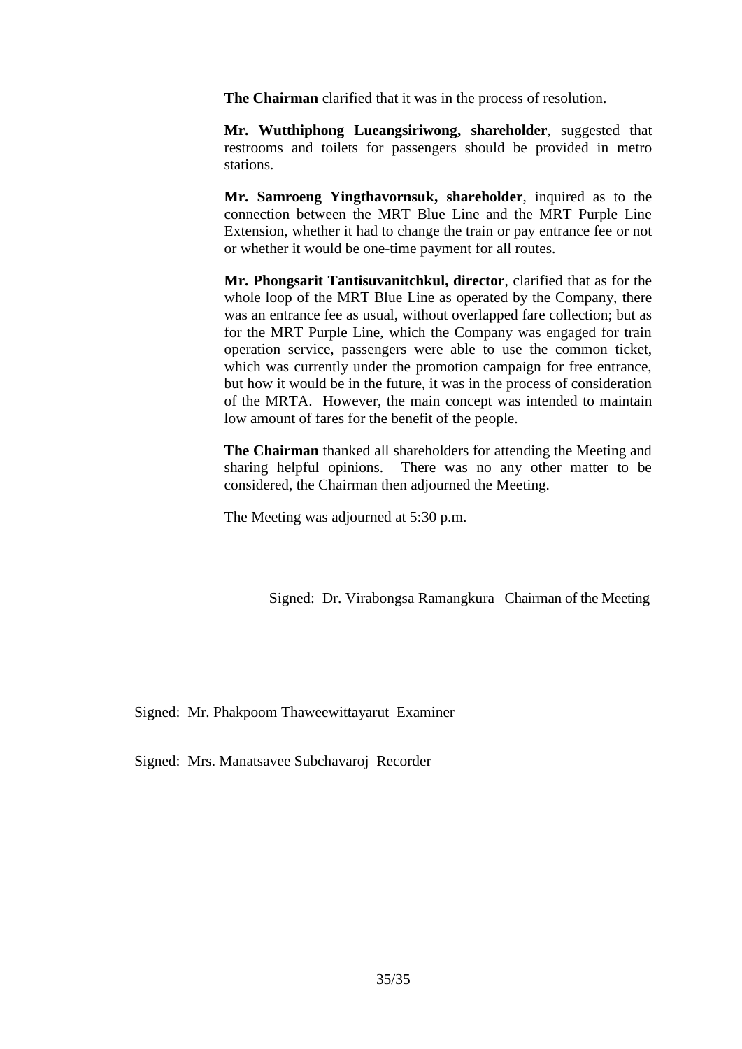**The Chairman** clarified that it was in the process of resolution.

**Mr. Wutthiphong Lueangsiriwong, shareholder**, suggested that restrooms and toilets for passengers should be provided in metro stations.

**Mr. Samroeng Yingthavornsuk, shareholder**, inquired as to the connection between the MRT Blue Line and the MRT Purple Line Extension, whether it had to change the train or pay entrance fee or not or whether it would be one-time payment for all routes.

**Mr. Phongsarit Tantisuvanitchkul, director**, clarified that as for the whole loop of the MRT Blue Line as operated by the Company, there was an entrance fee as usual, without overlapped fare collection; but as for the MRT Purple Line, which the Company was engaged for train operation service, passengers were able to use the common ticket, which was currently under the promotion campaign for free entrance, but how it would be in the future, it was in the process of consideration of the MRTA. However, the main concept was intended to maintain low amount of fares for the benefit of the people.

**The Chairman** thanked all shareholders for attending the Meeting and sharing helpful opinions. There was no any other matter to be considered, the Chairman then adjourned the Meeting.

The Meeting was adjourned at 5:30 p.m.

Signed: Dr. Virabongsa Ramangkura Chairman of the Meeting

Signed: Mr. Phakpoom Thaweewittayarut Examiner

Signed: Mrs. Manatsavee Subchavaroj Recorder